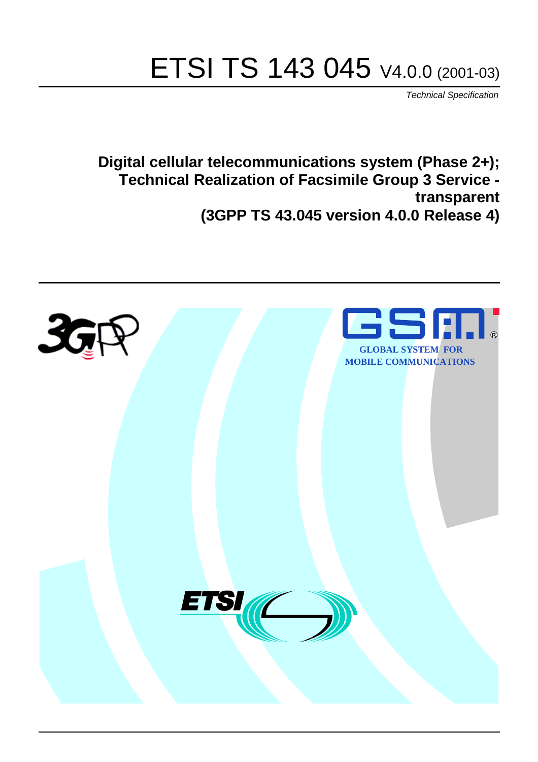# ETSI TS 143 045 V4.0.0 (2001-03)

*Technical Specification*

**Digital cellular telecommunications system (Phase 2+); Technical Realization of Facsimile Group 3 Service - transparent (3GPP TS 43.045 version 4.0.0 Release 4)**

GLOBAL SYSTEM FOR MOBILE COMMUNICATIONS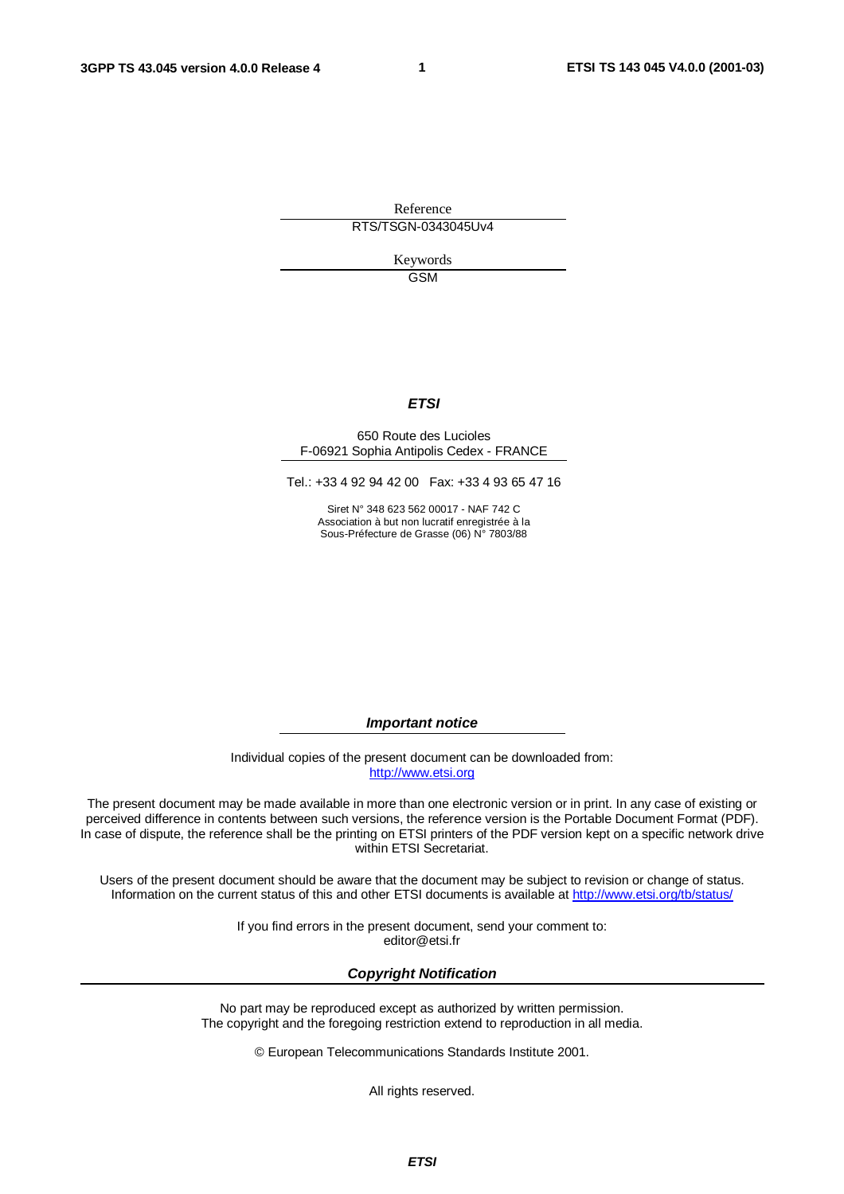Reference

RTS/TSGN-0343045Uv4

Keywords

GSM

***ETSI***

650 Route des Lucioles
F-06921 Sophia Antipolis Cedex - FRANCE

Tel.: +33 4 92 94 42 00 Fax: +33 4 93 65 47 16

Siret N° 348 623 562 00017 - NAF 742 C
Association à but non lucratif enregistrée à la
Sous-Préfecture de Grasse (06) N° 7803/88

***Important notice***

Individual copies of the present document can be downloaded from:
http://www.etsi.org

The present document may be made available in more than one electronic version or in print. In any case of existing or perceived difference in contents between such versions, the reference version is the Portable Document Format (PDF). In case of dispute, the reference shall be the printing on ETSI printers of the PDF version kept on a specific network drive within ETSI Secretariat.

Users of the present document should be aware that the document may be subject to revision or change of status. Information on the current status of this and other ETSI documents is available at http://www.etsi.org/tb/status/

If you find errors in the present document, send your comment to:
editor@etsi.fr

***Copyright Notification***

No part may be reproduced except as authorized by written permission.
The copyright and the foregoing restriction extend to reproduction in all media.

© European Telecommunications Standards Institute 2001.

All rights reserved.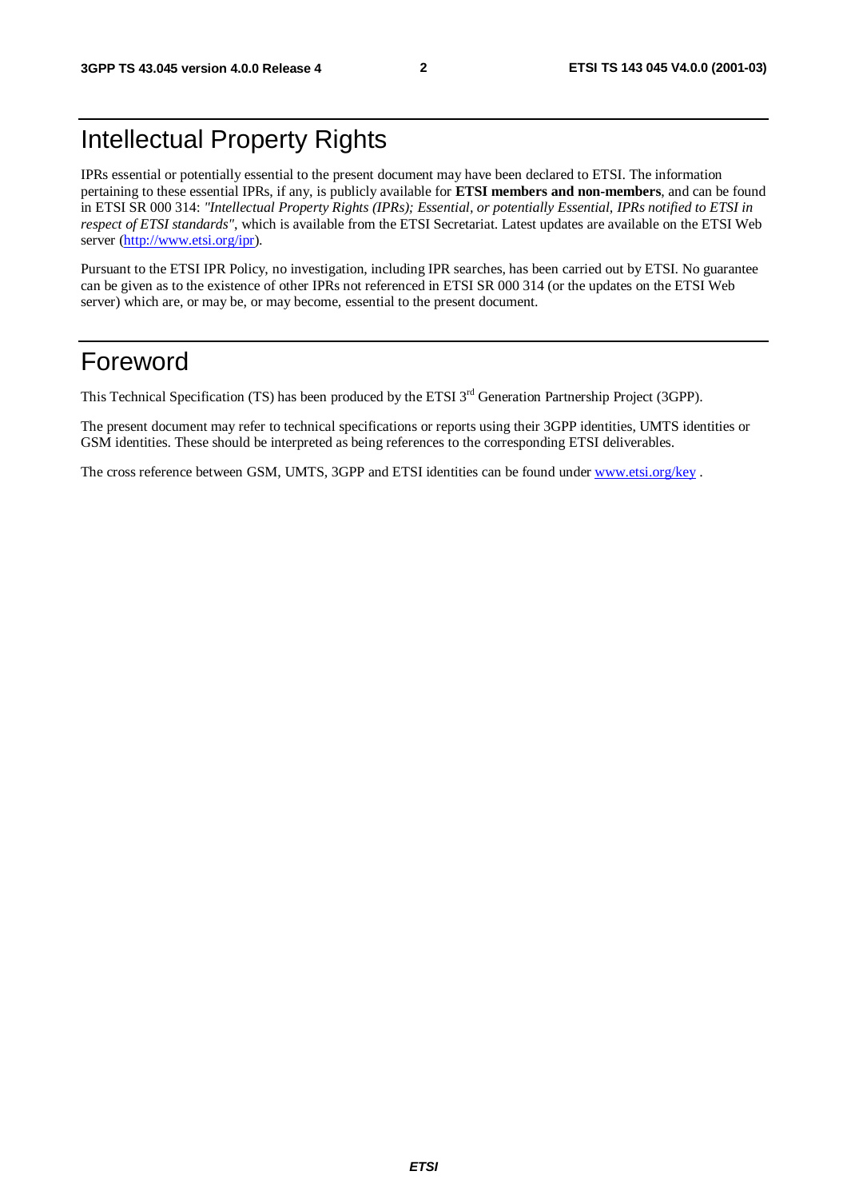# Intellectual Property Rights

IPRs essential or potentially essential to the present document may have been declared to ETSI. The information pertaining to these essential IPRs, if any, is publicly available for **ETSI members and non-members**, and can be found in ETSI SR 000 314: *"Intellectual Property Rights (IPRs); Essential, or potentially Essential, IPRs notified to ETSI in respect of ETSI standards"*, which is available from the ETSI Secretariat. Latest updates are available on the ETSI Web server (http://www.etsi.org/ipr).

Pursuant to the ETSI IPR Policy, no investigation, including IPR searches, has been carried out by ETSI. No guarantee can be given as to the existence of other IPRs not referenced in ETSI SR 000 314 (or the updates on the ETSI Web server) which are, or may be, or may become, essential to the present document.

# Foreword

This Technical Specification (TS) has been produced by the ETSI 3rd Generation Partnership Project (3GPP).

The present document may refer to technical specifications or reports using their 3GPP identities, UMTS identities or GSM identities. These should be interpreted as being references to the corresponding ETSI deliverables.

The cross reference between GSM, UMTS, 3GPP and ETSI identities can be found under www.etsi.org/key .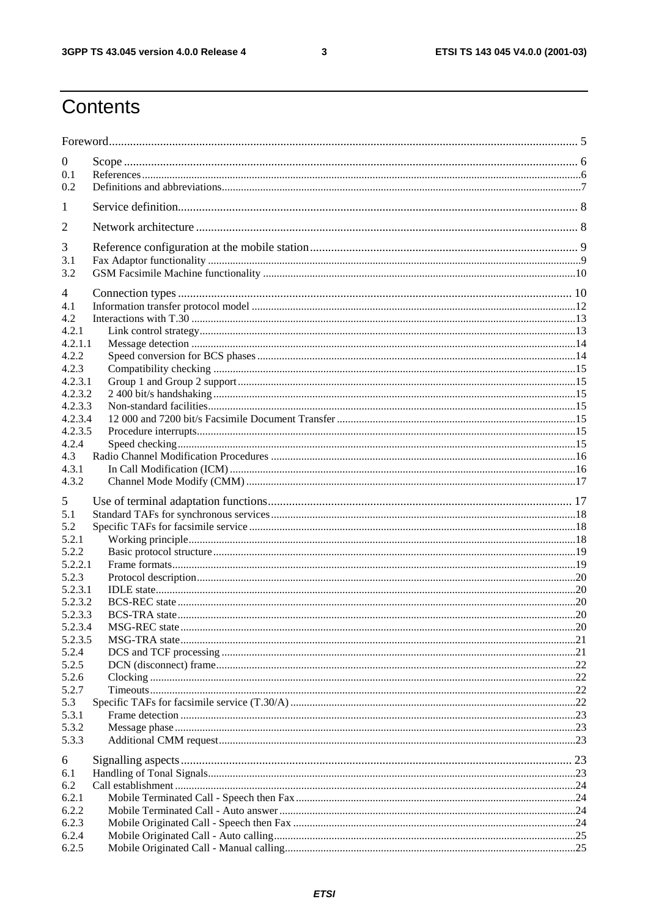# Contents

Foreword .......... 5

0 Scope .......... 6
0.1 References .......... 6
0.2 Definitions and abbreviations .......... 7

1 Service definition .......... 8

2 Network architecture .......... 8

3 Reference configuration at the mobile station .......... 9
3.1 Fax Adaptor functionality .......... 9
3.2 GSM Facsimile Machine functionality .......... 10

4 Connection types .......... 10
4.1 Information transfer protocol model .......... 12
4.2 Interactions with T.30 .......... 13
4.2.1 Link control strategy .......... 13
4.2.1.1 Message detection .......... 14
4.2.2 Speed conversion for BCS phases .......... 14
4.2.3 Compatibility checking .......... 15
4.2.3.1 Group 1 and Group 2 support .......... 15
4.2.3.2 2 400 bit/s handshaking .......... 15
4.2.3.3 Non-standard facilities .......... 15
4.2.3.4 12 000 and 7200 bit/s Facsimile Document Transfer .......... 15
4.2.3.5 Procedure interrupts .......... 15
4.2.4 Speed checking .......... 15
4.3 Radio Channel Modification Procedures .......... 16
4.3.1 In Call Modification (ICM) .......... 16
4.3.2 Channel Mode Modify (CMM) .......... 17

5 Use of terminal adaptation functions .......... 17
5.1 Standard TAFs for synchronous services .......... 18
5.2 Specific TAFs for facsimile service .......... 18
5.2.1 Working principle .......... 18
5.2.2 Basic protocol structure .......... 19
5.2.2.1 Frame formats .......... 19
5.2.3 Protocol description .......... 20
5.2.3.1 IDLE state .......... 20
5.2.3.2 BCS-REC state .......... 20
5.2.3.3 BCS-TRA state .......... 20
5.2.3.4 MSG-REC state .......... 20
5.2.3.5 MSG-TRA state .......... 21
5.2.4 DCS and TCF processing .......... 21
5.2.5 DCN (disconnect) frame .......... 22
5.2.6 Clocking .......... 22
5.2.7 Timeouts .......... 22
5.3 Specific TAFs for facsimile service (T.30/A) .......... 22
5.3.1 Frame detection .......... 23
5.3.2 Message phase .......... 23
5.3.3 Additional CMM request .......... 23

6 Signalling aspects .......... 23
6.1 Handling of Tonal Signals .......... 23
6.2 Call establishment .......... 24
6.2.1 Mobile Terminated Call - Speech then Fax .......... 24
6.2.2 Mobile Terminated Call - Auto answer .......... 24
6.2.3 Mobile Originated Call - Speech then Fax .......... 24
6.2.4 Mobile Originated Call - Auto calling .......... 25
6.2.5 Mobile Originated Call - Manual calling .......... 25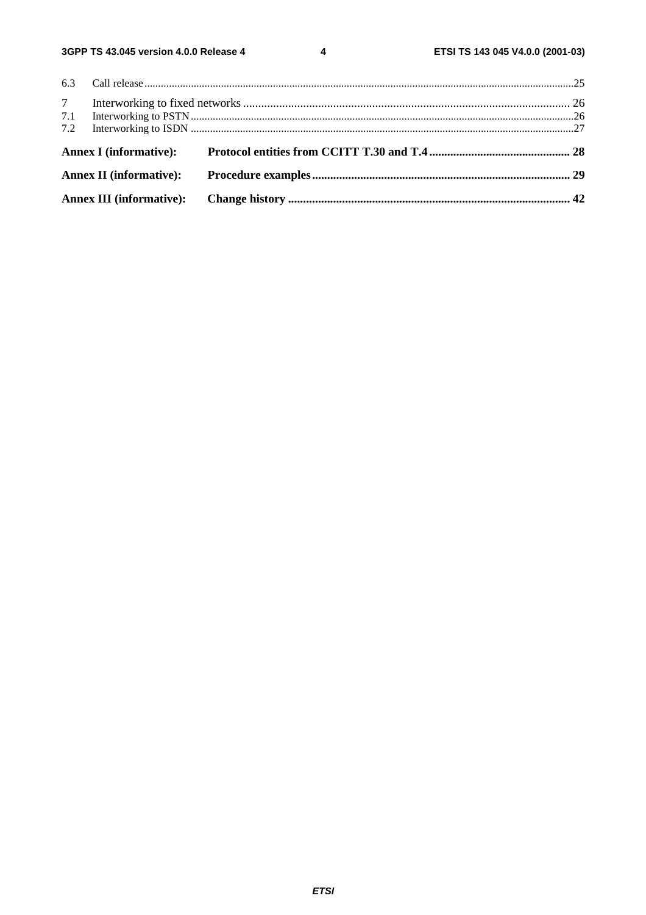6.3 Call release ....25

7 Interworking to fixed networks .... 26
7.1 Interworking to PSTN....26
7.2 Interworking to ISDN ....27

**Annex I (informative): Protocol entities from CCITT T.30 and T.4 .... 28**

**Annex II (informative): Procedure examples .... 29**

**Annex III (informative): Change history .... 42**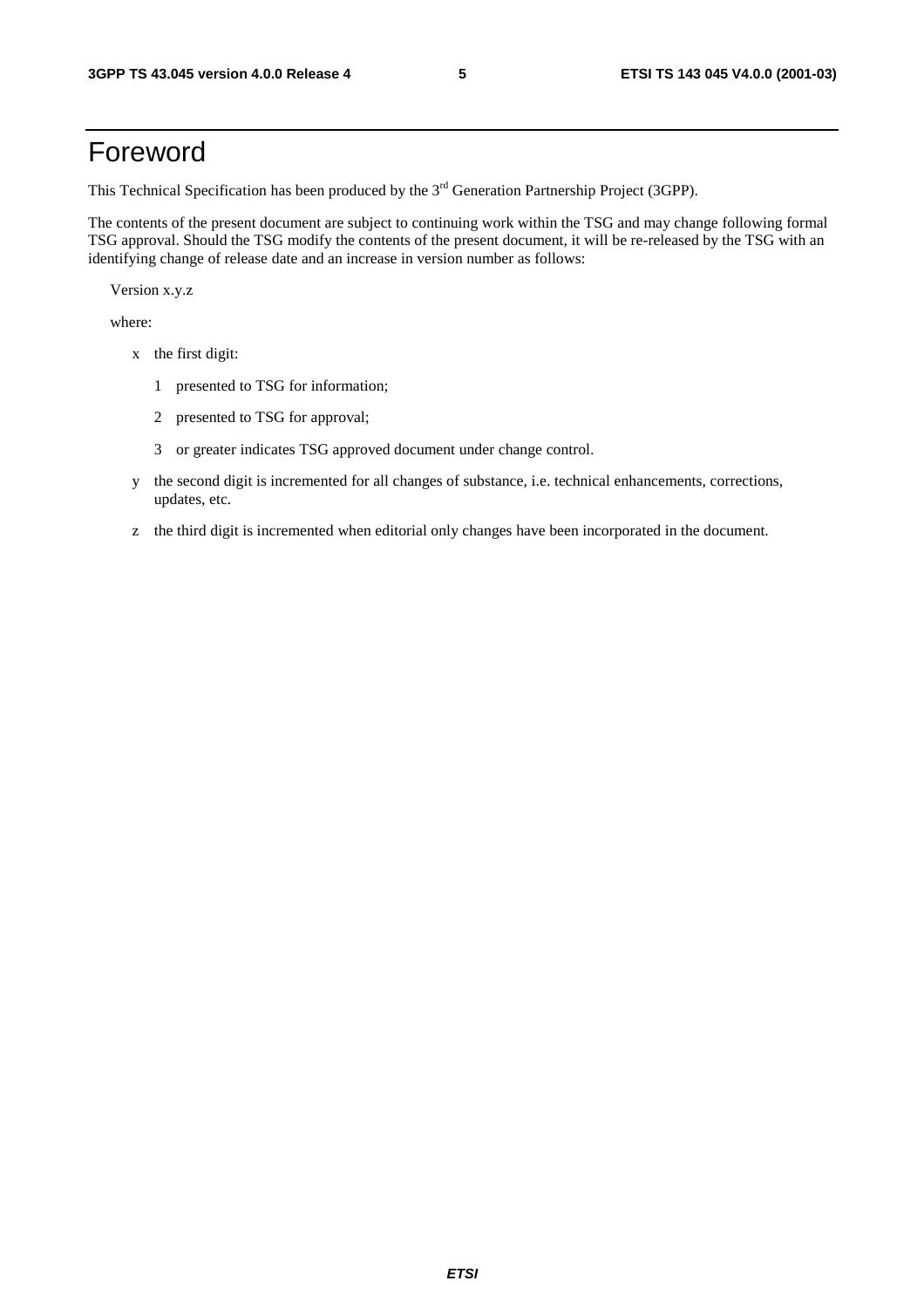# Foreword

This Technical Specification has been produced by the 3rd Generation Partnership Project (3GPP).

The contents of the present document are subject to continuing work within the TSG and may change following formal TSG approval. Should the TSG modify the contents of the present document, it will be re-released by the TSG with an identifying change of release date and an increase in version number as follows:

Version x.y.z

where:

- x the first digit:
  - 1 presented to TSG for information;
  - 2 presented to TSG for approval;
  - 3 or greater indicates TSG approved document under change control.
- y the second digit is incremented for all changes of substance, i.e. technical enhancements, corrections, updates, etc.
- z the third digit is incremented when editorial only changes have been incorporated in the document.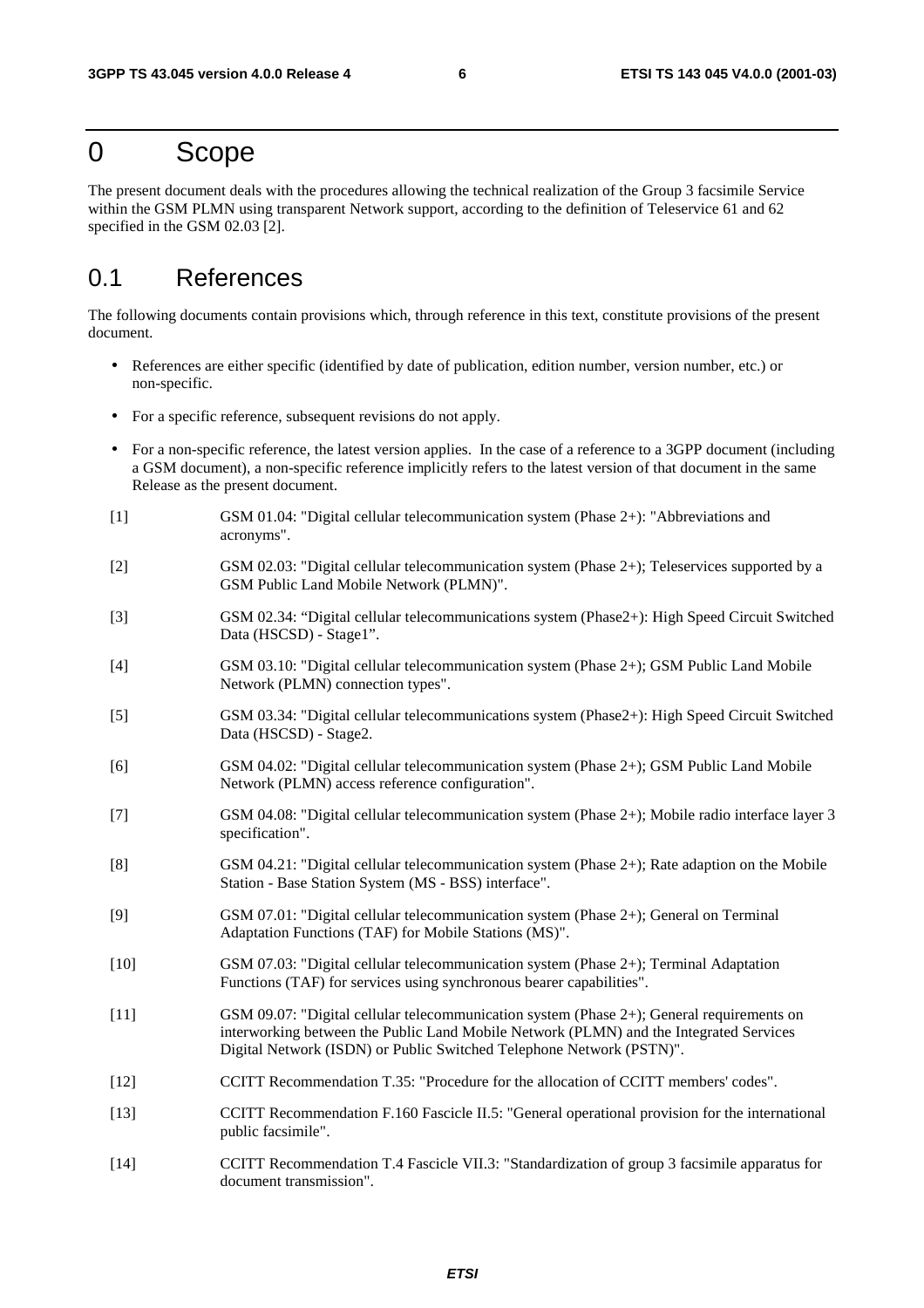# 0 Scope

The present document deals with the procedures allowing the technical realization of the Group 3 facsimile Service within the GSM PLMN using transparent Network support, according to the definition of Teleservice 61 and 62 specified in the GSM 02.03 [2].

## 0.1 References

The following documents contain provisions which, through reference in this text, constitute provisions of the present document.

- References are either specific (identified by date of publication, edition number, version number, etc.) or non-specific.
- For a specific reference, subsequent revisions do not apply.
- For a non-specific reference, the latest version applies. In the case of a reference to a 3GPP document (including a GSM document), a non-specific reference implicitly refers to the latest version of that document in the same Release as the present document.

[1] GSM 01.04: "Digital cellular telecommunication system (Phase 2+): "Abbreviations and acronyms".

[2] GSM 02.03: "Digital cellular telecommunication system (Phase 2+); Teleservices supported by a GSM Public Land Mobile Network (PLMN)".

[3] GSM 02.34: "Digital cellular telecommunications system (Phase2+): High Speed Circuit Switched Data (HSCSD) - Stage1".

[4] GSM 03.10: "Digital cellular telecommunication system (Phase 2+); GSM Public Land Mobile Network (PLMN) connection types".

[5] GSM 03.34: "Digital cellular telecommunications system (Phase2+): High Speed Circuit Switched Data (HSCSD) - Stage2.

[6] GSM 04.02: "Digital cellular telecommunication system (Phase 2+); GSM Public Land Mobile Network (PLMN) access reference configuration".

[7] GSM 04.08: "Digital cellular telecommunication system (Phase 2+); Mobile radio interface layer 3 specification".

[8] GSM 04.21: "Digital cellular telecommunication system (Phase 2+); Rate adaption on the Mobile Station - Base Station System (MS - BSS) interface".

[9] GSM 07.01: "Digital cellular telecommunication system (Phase 2+); General on Terminal Adaptation Functions (TAF) for Mobile Stations (MS)".

[10] GSM 07.03: "Digital cellular telecommunication system (Phase 2+); Terminal Adaptation Functions (TAF) for services using synchronous bearer capabilities".

[11] GSM 09.07: "Digital cellular telecommunication system (Phase 2+); General requirements on interworking between the Public Land Mobile Network (PLMN) and the Integrated Services Digital Network (ISDN) or Public Switched Telephone Network (PSTN)".

[12] CCITT Recommendation T.35: "Procedure for the allocation of CCITT members' codes".

[13] CCITT Recommendation F.160 Fascicle II.5: "General operational provision for the international public facsimile".

[14] CCITT Recommendation T.4 Fascicle VII.3: "Standardization of group 3 facsimile apparatus for document transmission".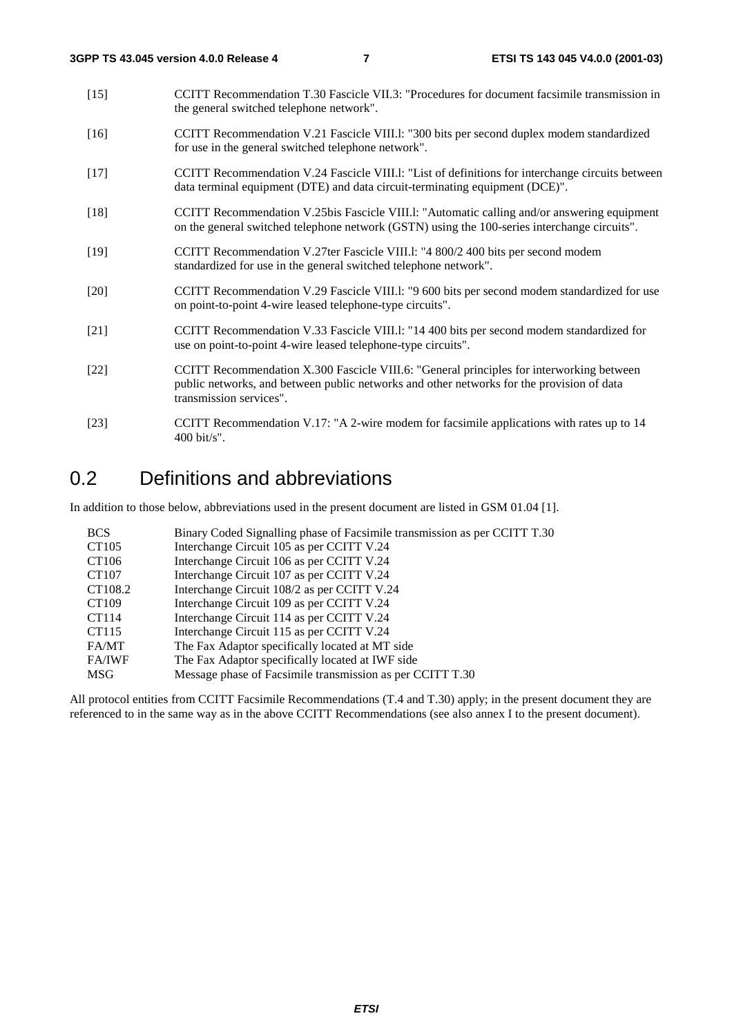[15] CCITT Recommendation T.30 Fascicle VII.3: "Procedures for document facsimile transmission in the general switched telephone network".

[16] CCITT Recommendation V.21 Fascicle VIII.l: "300 bits per second duplex modem standardized for use in the general switched telephone network".

[17] CCITT Recommendation V.24 Fascicle VIII.l: "List of definitions for interchange circuits between data terminal equipment (DTE) and data circuit-terminating equipment (DCE)".

[18] CCITT Recommendation V.25bis Fascicle VIII.l: "Automatic calling and/or answering equipment on the general switched telephone network (GSTN) using the 100-series interchange circuits".

[19] CCITT Recommendation V.27ter Fascicle VIII.l: "4 800/2 400 bits per second modem standardized for use in the general switched telephone network".

[20] CCITT Recommendation V.29 Fascicle VIII.l: "9 600 bits per second modem standardized for use on point-to-point 4-wire leased telephone-type circuits".

[21] CCITT Recommendation V.33 Fascicle VIII.l: "14 400 bits per second modem standardized for use on point-to-point 4-wire leased telephone-type circuits".

[22] CCITT Recommendation X.300 Fascicle VIII.6: "General principles for interworking between public networks, and between public networks and other networks for the provision of data transmission services".

[23] CCITT Recommendation V.17: "A 2-wire modem for facsimile applications with rates up to 14 400 bit/s".

# 0.2 Definitions and abbreviations

In addition to those below, abbreviations used in the present document are listed in GSM 01.04 [1].

BCS Binary Coded Signalling phase of Facsimile transmission as per CCITT T.30
CT105 Interchange Circuit 105 as per CCITT V.24
CT106 Interchange Circuit 106 as per CCITT V.24
CT107 Interchange Circuit 107 as per CCITT V.24
CT108.2 Interchange Circuit 108/2 as per CCITT V.24
CT109 Interchange Circuit 109 as per CCITT V.24
CT114 Interchange Circuit 114 as per CCITT V.24
CT115 Interchange Circuit 115 as per CCITT V.24
FA/MT The Fax Adaptor specifically located at MT side
FA/IWF The Fax Adaptor specifically located at IWF side
MSG Message phase of Facsimile transmission as per CCITT T.30

All protocol entities from CCITT Facsimile Recommendations (T.4 and T.30) apply; in the present document they are referenced to in the same way as in the above CCITT Recommendations (see also annex I to the present document).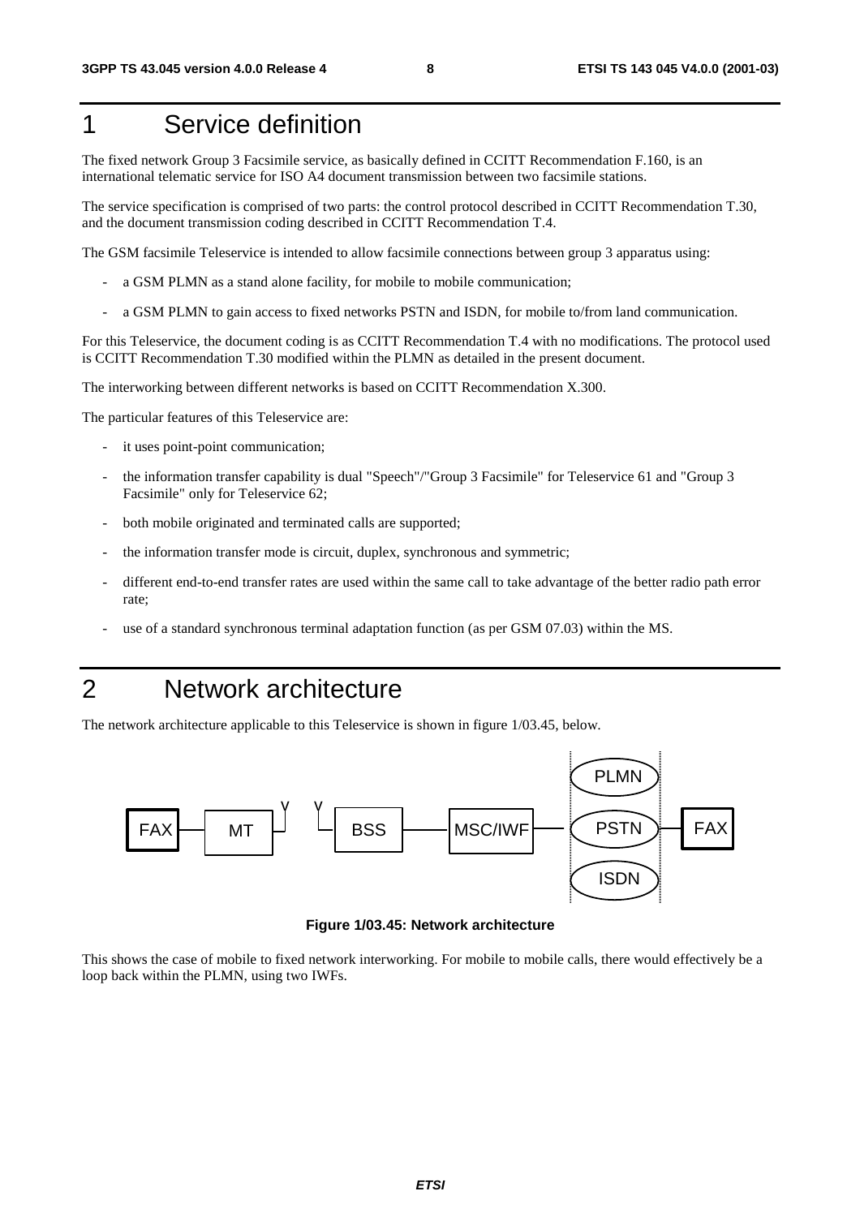# 1 Service definition

The fixed network Group 3 Facsimile service, as basically defined in CCITT Recommendation F.160, is an international telematic service for ISO A4 document transmission between two facsimile stations.

The service specification is comprised of two parts: the control protocol described in CCITT Recommendation T.30, and the document transmission coding described in CCITT Recommendation T.4.

The GSM facsimile Teleservice is intended to allow facsimile connections between group 3 apparatus using:

- a GSM PLMN as a stand alone facility, for mobile to mobile communication;
- a GSM PLMN to gain access to fixed networks PSTN and ISDN, for mobile to/from land communication.

For this Teleservice, the document coding is as CCITT Recommendation T.4 with no modifications. The protocol used is CCITT Recommendation T.30 modified within the PLMN as detailed in the present document.

The interworking between different networks is based on CCITT Recommendation X.300.

The particular features of this Teleservice are:

- it uses point-point communication;
- the information transfer capability is dual "Speech"/"Group 3 Facsimile" for Teleservice 61 and "Group 3 Facsimile" only for Teleservice 62;
- both mobile originated and terminated calls are supported;
- the information transfer mode is circuit, duplex, synchronous and symmetric;
- different end-to-end transfer rates are used within the same call to take advantage of the better radio path error rate;
- use of a standard synchronous terminal adaptation function (as per GSM 07.03) within the MS.

# 2 Network architecture

The network architecture applicable to this Teleservice is shown in figure 1/03.45, below.

FAX — MT — BSS — MSC/IWF — PLMN / PSTN / ISDN — FAX

**Figure 1/03.45: Network architecture**

This shows the case of mobile to fixed network interworking. For mobile to mobile calls, there would effectively be a loop back within the PLMN, using two IWFs.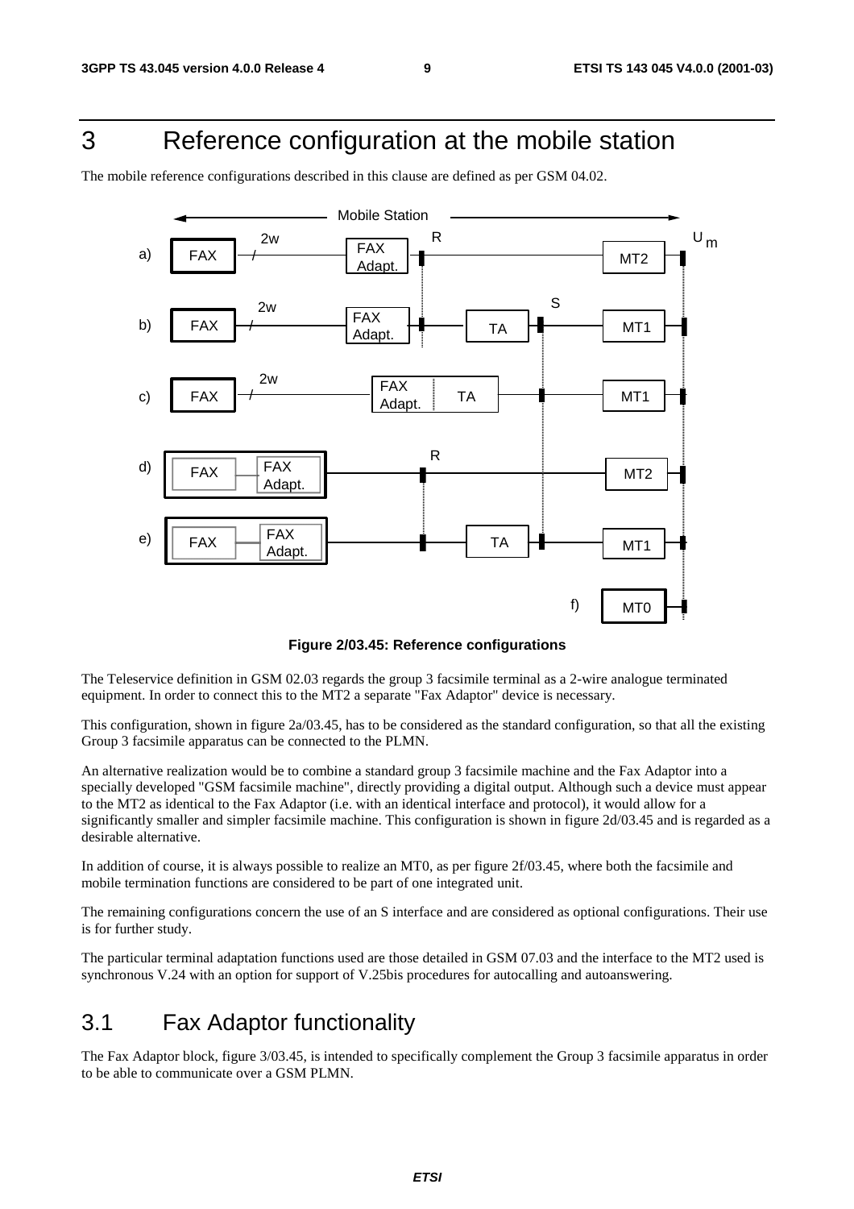# 3 Reference configuration at the mobile station

The mobile reference configurations described in this clause are defined as per GSM 04.02.

**Figure 2/03.45: Reference configurations**

The Teleservice definition in GSM 02.03 regards the group 3 facsimile terminal as a 2-wire analogue terminated equipment. In order to connect this to the MT2 a separate "Fax Adaptor" device is necessary.

This configuration, shown in figure 2a/03.45, has to be considered as the standard configuration, so that all the existing Group 3 facsimile apparatus can be connected to the PLMN.

An alternative realization would be to combine a standard group 3 facsimile machine and the Fax Adaptor into a specially developed "GSM facsimile machine", directly providing a digital output. Although such a device must appear to the MT2 as identical to the Fax Adaptor (i.e. with an identical interface and protocol), it would allow for a significantly smaller and simpler facsimile machine. This configuration is shown in figure 2d/03.45 and is regarded as a desirable alternative.

In addition of course, it is always possible to realize an MT0, as per figure 2f/03.45, where both the facsimile and mobile termination functions are considered to be part of one integrated unit.

The remaining configurations concern the use of an S interface and are considered as optional configurations. Their use is for further study.

The particular terminal adaptation functions used are those detailed in GSM 07.03 and the interface to the MT2 used is synchronous V.24 with an option for support of V.25bis procedures for autocalling and autoanswering.

## 3.1 Fax Adaptor functionality

The Fax Adaptor block, figure 3/03.45, is intended to specifically complement the Group 3 facsimile apparatus in order to be able to communicate over a GSM PLMN.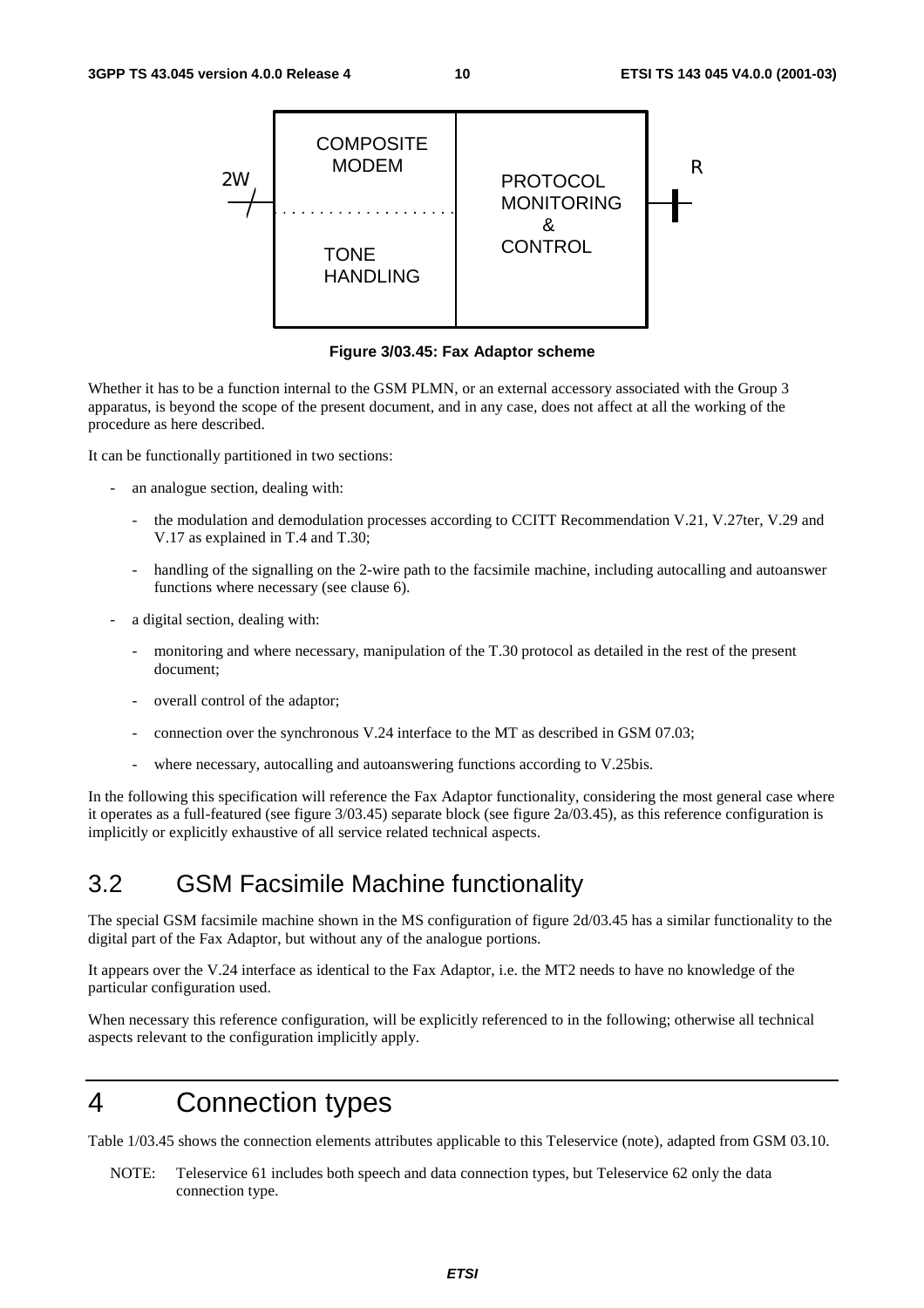Figure 3/03.45: Fax Adaptor scheme

Whether it has to be a function internal to the GSM PLMN, or an external accessory associated with the Group 3 apparatus, is beyond the scope of the present document, and in any case, does not affect at all the working of the procedure as here described.

It can be functionally partitioned in two sections:

- an analogue section, dealing with:
  - the modulation and demodulation processes according to CCITT Recommendation V.21, V.27ter, V.29 and V.17 as explained in T.4 and T.30;
  - handling of the signalling on the 2-wire path to the facsimile machine, including autocalling and autoanswer functions where necessary (see clause 6).
- a digital section, dealing with:
  - monitoring and where necessary, manipulation of the T.30 protocol as detailed in the rest of the present document;
  - overall control of the adaptor;
  - connection over the synchronous V.24 interface to the MT as described in GSM 07.03;
  - where necessary, autocalling and autoanswering functions according to V.25bis.

In the following this specification will reference the Fax Adaptor functionality, considering the most general case where it operates as a full-featured (see figure 3/03.45) separate block (see figure 2a/03.45), as this reference configuration is implicitly or explicitly exhaustive of all service related technical aspects.

## 3.2 GSM Facsimile Machine functionality

The special GSM facsimile machine shown in the MS configuration of figure 2d/03.45 has a similar functionality to the digital part of the Fax Adaptor, but without any of the analogue portions.

It appears over the V.24 interface as identical to the Fax Adaptor, i.e. the MT2 needs to have no knowledge of the particular configuration used.

When necessary this reference configuration, will be explicitly referenced to in the following; otherwise all technical aspects relevant to the configuration implicitly apply.

# 4 Connection types

Table 1/03.45 shows the connection elements attributes applicable to this Teleservice (note), adapted from GSM 03.10.

NOTE: Teleservice 61 includes both speech and data connection types, but Teleservice 62 only the data connection type.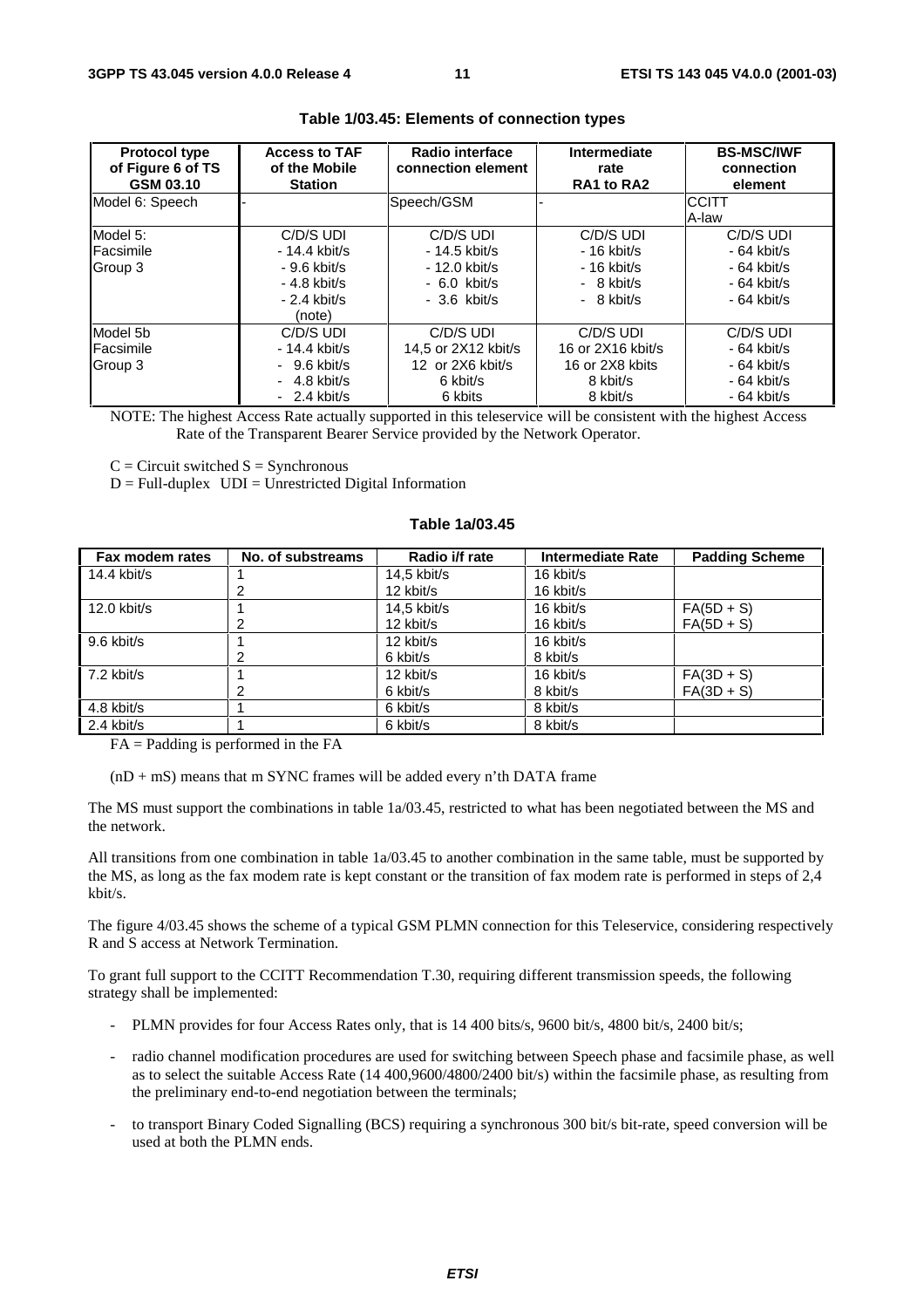**Table 1/03.45: Elements of connection types**

| Protocol type of Figure 6 of TS GSM 03.10 | Access to TAF of the Mobile Station | Radio interface connection element | Intermediate rate RA1 to RA2 | BS-MSC/IWF connection element |
|---|---|---|---|---|
| Model 6: Speech | - | Speech/GSM | - | CCITT A-law |
| Model 5: Facsimile Group 3 | C/D/S UDI<br>- 14.4 kbit/s<br>- 9.6 kbit/s<br>- 4.8 kbit/s<br>- 2.4 kbit/s<br>(note) | C/D/S UDI<br>- 14.5 kbit/s<br>- 12.0 kbit/s<br>- 6.0 kbit/s<br>- 3.6 kbit/s | C/D/S UDI<br>- 16 kbit/s<br>- 16 kbit/s<br>- 8 kbit/s<br>- 8 kbit/s | C/D/S UDI<br>- 64 kbit/s<br>- 64 kbit/s<br>- 64 kbit/s<br>- 64 kbit/s |
| Model 5b Facsimile Group 3 | C/D/S UDI<br>- 14.4 kbit/s<br>- 9.6 kbit/s<br>- 4.8 kbit/s<br>- 2.4 kbit/s | C/D/S UDI<br>14,5 or 2X12 kbit/s<br>12 or 2X6 kbit/s<br>6 kbit/s<br>6 kbits | C/D/S UDI<br>16 or 2X16 kbit/s<br>16 or 2X8 kbits<br>8 kbit/s<br>8 kbit/s | C/D/S UDI<br>- 64 kbit/s<br>- 64 kbit/s<br>- 64 kbit/s<br>- 64 kbit/s |

NOTE: The highest Access Rate actually supported in this teleservice will be consistent with the highest Access Rate of the Transparent Bearer Service provided by the Network Operator.

C = Circuit switched S = Synchronous

D = Full-duplex UDI = Unrestricted Digital Information

**Table 1a/03.45**

| Fax modem rates | No. of substreams | Radio i/f rate | Intermediate Rate | Padding Scheme |
|---|---|---|---|---|
| 14.4 kbit/s | 1 | 14,5 kbit/s | 16 kbit/s | |
| | 2 | 12 kbit/s | 16 kbit/s | |
| 12.0 kbit/s | 1 | 14,5 kbit/s | 16 kbit/s | FA(5D + S) |
| | 2 | 12 kbit/s | 16 kbit/s | FA(5D + S) |
| 9.6 kbit/s | 1 | 12 kbit/s | 16 kbit/s | |
| | 2 | 6 kbit/s | 8 kbit/s | |
| 7.2 kbit/s | 1 | 12 kbit/s | 16 kbit/s | FA(3D + S) |
| | 2 | 6 kbit/s | 8 kbit/s | FA(3D + S) |
| 4.8 kbit/s | 1 | 6 kbit/s | 8 kbit/s | |
| 2.4 kbit/s | 1 | 6 kbit/s | 8 kbit/s | |

FA = Padding is performed in the FA

(nD + mS) means that m SYNC frames will be added every n'th DATA frame

The MS must support the combinations in table 1a/03.45, restricted to what has been negotiated between the MS and the network.

All transitions from one combination in table 1a/03.45 to another combination in the same table, must be supported by the MS, as long as the fax modem rate is kept constant or the transition of fax modem rate is performed in steps of 2,4 kbit/s.

The figure 4/03.45 shows the scheme of a typical GSM PLMN connection for this Teleservice, considering respectively R and S access at Network Termination.

To grant full support to the CCITT Recommendation T.30, requiring different transmission speeds, the following strategy shall be implemented:

- PLMN provides for four Access Rates only, that is 14 400 bits/s, 9600 bit/s, 4800 bit/s, 2400 bit/s;
- radio channel modification procedures are used for switching between Speech phase and facsimile phase, as well as to select the suitable Access Rate (14 400,9600/4800/2400 bit/s) within the facsimile phase, as resulting from the preliminary end-to-end negotiation between the terminals;
- to transport Binary Coded Signalling (BCS) requiring a synchronous 300 bit/s bit-rate, speed conversion will be used at both the PLMN ends.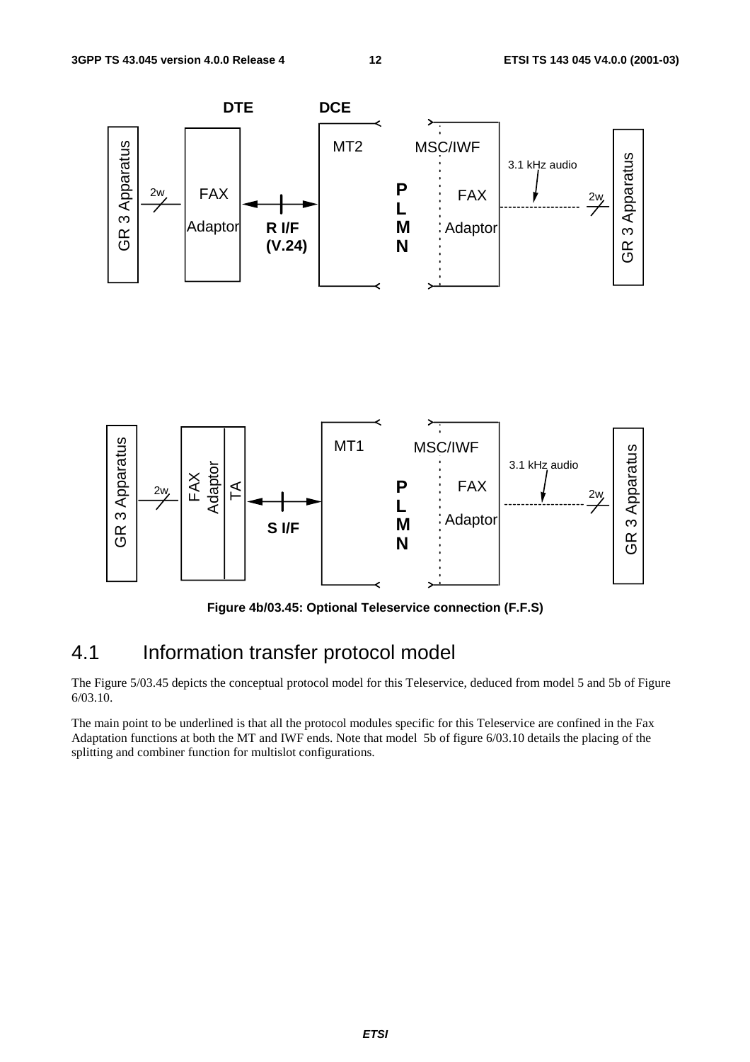Figure 4b/03.45: Optional Teleservice connection (F.F.S)

## 4.1 Information transfer protocol model

The Figure 5/03.45 depicts the conceptual protocol model for this Teleservice, deduced from model 5 and 5b of Figure 6/03.10.

The main point to be underlined is that all the protocol modules specific for this Teleservice are confined in the Fax Adaptation functions at both the MT and IWF ends. Note that model 5b of figure 6/03.10 details the placing of the splitting and combiner function for multislot configurations.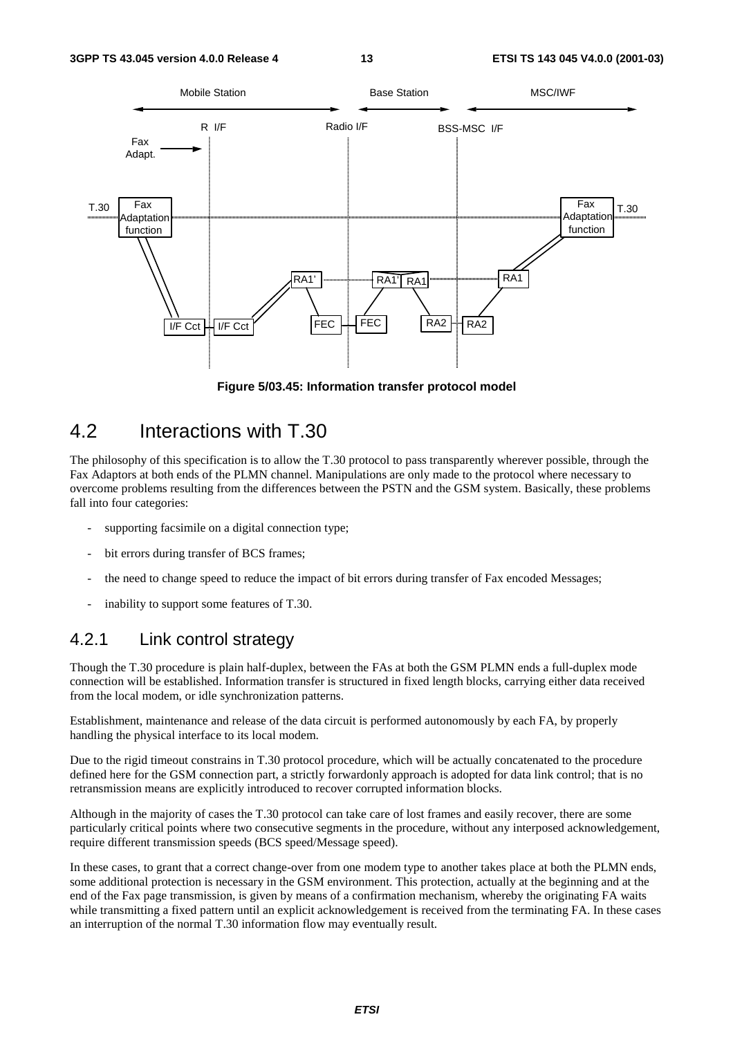Figure 5/03.45: Information transfer protocol model

## 4.2 Interactions with T.30

The philosophy of this specification is to allow the T.30 protocol to pass transparently wherever possible, through the Fax Adaptors at both ends of the PLMN channel. Manipulations are only made to the protocol where necessary to overcome problems resulting from the differences between the PSTN and the GSM system. Basically, these problems fall into four categories:

- supporting facsimile on a digital connection type;
- bit errors during transfer of BCS frames;
- the need to change speed to reduce the impact of bit errors during transfer of Fax encoded Messages;
- inability to support some features of T.30.

### 4.2.1 Link control strategy

Though the T.30 procedure is plain half-duplex, between the FAs at both the GSM PLMN ends a full-duplex mode connection will be established. Information transfer is structured in fixed length blocks, carrying either data received from the local modem, or idle synchronization patterns.

Establishment, maintenance and release of the data circuit is performed autonomously by each FA, by properly handling the physical interface to its local modem.

Due to the rigid timeout constrains in T.30 protocol procedure, which will be actually concatenated to the procedure defined here for the GSM connection part, a strictly forwardonly approach is adopted for data link control; that is no retransmission means are explicitly introduced to recover corrupted information blocks.

Although in the majority of cases the T.30 protocol can take care of lost frames and easily recover, there are some particularly critical points where two consecutive segments in the procedure, without any interposed acknowledgement, require different transmission speeds (BCS speed/Message speed).

In these cases, to grant that a correct change-over from one modem type to another takes place at both the PLMN ends, some additional protection is necessary in the GSM environment. This protection, actually at the beginning and at the end of the Fax page transmission, is given by means of a confirmation mechanism, whereby the originating FA waits while transmitting a fixed pattern until an explicit acknowledgement is received from the terminating FA. In these cases an interruption of the normal T.30 information flow may eventually result.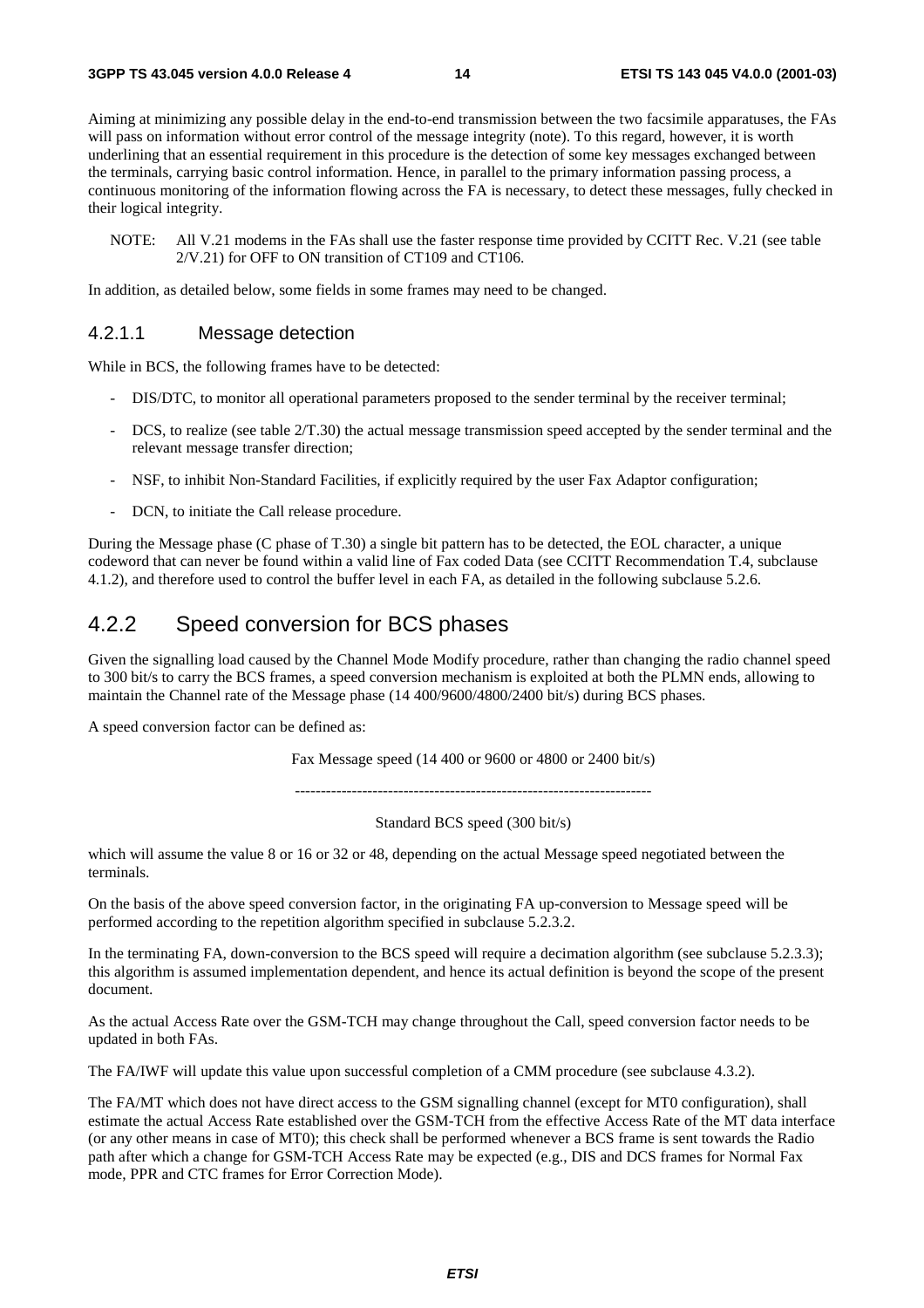Aiming at minimizing any possible delay in the end-to-end transmission between the two facsimile apparatuses, the FAs will pass on information without error control of the message integrity (note). To this regard, however, it is worth underlining that an essential requirement in this procedure is the detection of some key messages exchanged between the terminals, carrying basic control information. Hence, in parallel to the primary information passing process, a continuous monitoring of the information flowing across the FA is necessary, to detect these messages, fully checked in their logical integrity.

NOTE: All V.21 modems in the FAs shall use the faster response time provided by CCITT Rec. V.21 (see table 2/V.21) for OFF to ON transition of CT109 and CT106.

In addition, as detailed below, some fields in some frames may need to be changed.

### 4.2.1.1 Message detection

While in BCS, the following frames have to be detected:

- DIS/DTC, to monitor all operational parameters proposed to the sender terminal by the receiver terminal;
- DCS, to realize (see table 2/T.30) the actual message transmission speed accepted by the sender terminal and the relevant message transfer direction;
- NSF, to inhibit Non-Standard Facilities, if explicitly required by the user Fax Adaptor configuration;
- DCN, to initiate the Call release procedure.

During the Message phase (C phase of T.30) a single bit pattern has to be detected, the EOL character, a unique codeword that can never be found within a valid line of Fax coded Data (see CCITT Recommendation T.4, subclause 4.1.2), and therefore used to control the buffer level in each FA, as detailed in the following subclause 5.2.6.

## 4.2.2 Speed conversion for BCS phases

Given the signalling load caused by the Channel Mode Modify procedure, rather than changing the radio channel speed to 300 bit/s to carry the BCS frames, a speed conversion mechanism is exploited at both the PLMN ends, allowing to maintain the Channel rate of the Message phase (14 400/9600/4800/2400 bit/s) during BCS phases.

A speed conversion factor can be defined as:

$$\frac{\text{Fax Message speed (14 400 or 9600 or 4800 or 2400 bit/s)}}{\text{Standard BCS speed (300 bit/s)}}$$

which will assume the value 8 or 16 or 32 or 48, depending on the actual Message speed negotiated between the terminals.

On the basis of the above speed conversion factor, in the originating FA up-conversion to Message speed will be performed according to the repetition algorithm specified in subclause 5.2.3.2.

In the terminating FA, down-conversion to the BCS speed will require a decimation algorithm (see subclause 5.2.3.3); this algorithm is assumed implementation dependent, and hence its actual definition is beyond the scope of the present document.

As the actual Access Rate over the GSM-TCH may change throughout the Call, speed conversion factor needs to be updated in both FAs.

The FA/IWF will update this value upon successful completion of a CMM procedure (see subclause 4.3.2).

The FA/MT which does not have direct access to the GSM signalling channel (except for MT0 configuration), shall estimate the actual Access Rate established over the GSM-TCH from the effective Access Rate of the MT data interface (or any other means in case of MT0); this check shall be performed whenever a BCS frame is sent towards the Radio path after which a change for GSM-TCH Access Rate may be expected (e.g., DIS and DCS frames for Normal Fax mode, PPR and CTC frames for Error Correction Mode).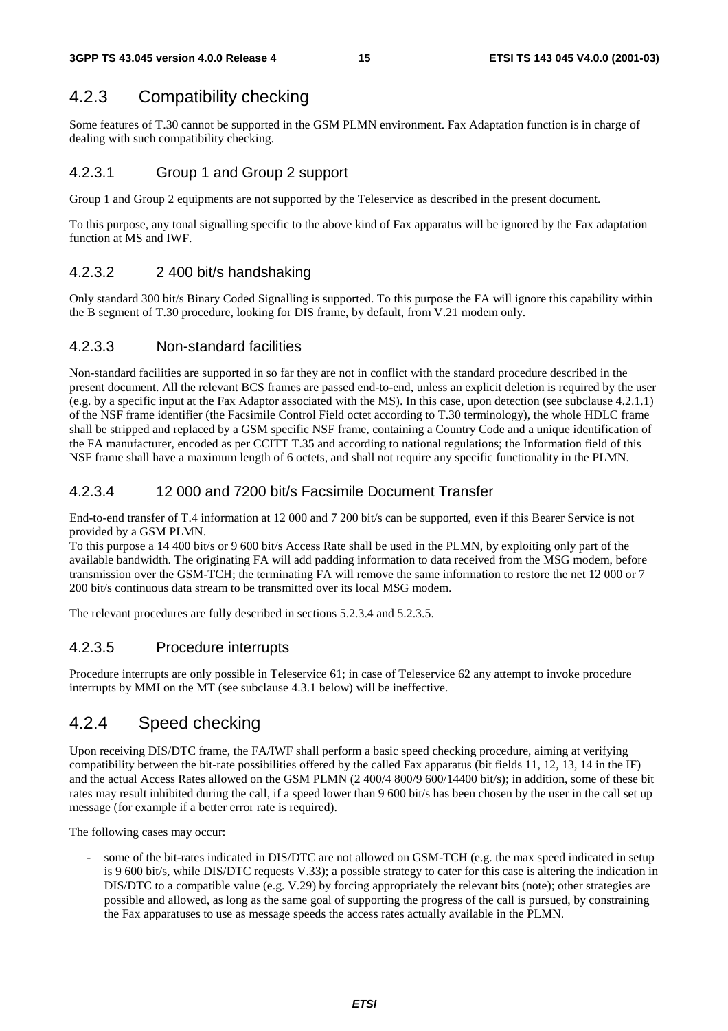## 4.2.3 Compatibility checking

Some features of T.30 cannot be supported in the GSM PLMN environment. Fax Adaptation function is in charge of dealing with such compatibility checking.

### 4.2.3.1 Group 1 and Group 2 support

Group 1 and Group 2 equipments are not supported by the Teleservice as described in the present document.

To this purpose, any tonal signalling specific to the above kind of Fax apparatus will be ignored by the Fax adaptation function at MS and IWF.

### 4.2.3.2 2 400 bit/s handshaking

Only standard 300 bit/s Binary Coded Signalling is supported. To this purpose the FA will ignore this capability within the B segment of T.30 procedure, looking for DIS frame, by default, from V.21 modem only.

### 4.2.3.3 Non-standard facilities

Non-standard facilities are supported in so far they are not in conflict with the standard procedure described in the present document. All the relevant BCS frames are passed end-to-end, unless an explicit deletion is required by the user (e.g. by a specific input at the Fax Adaptor associated with the MS). In this case, upon detection (see subclause 4.2.1.1) of the NSF frame identifier (the Facsimile Control Field octet according to T.30 terminology), the whole HDLC frame shall be stripped and replaced by a GSM specific NSF frame, containing a Country Code and a unique identification of the FA manufacturer, encoded as per CCITT T.35 and according to national regulations; the Information field of this NSF frame shall have a maximum length of 6 octets, and shall not require any specific functionality in the PLMN.

### 4.2.3.4 12 000 and 7200 bit/s Facsimile Document Transfer

End-to-end transfer of T.4 information at 12 000 and 7 200 bit/s can be supported, even if this Bearer Service is not provided by a GSM PLMN.

To this purpose a 14 400 bit/s or 9 600 bit/s Access Rate shall be used in the PLMN, by exploiting only part of the available bandwidth. The originating FA will add padding information to data received from the MSG modem, before transmission over the GSM-TCH; the terminating FA will remove the same information to restore the net 12 000 or 7 200 bit/s continuous data stream to be transmitted over its local MSG modem.

The relevant procedures are fully described in sections 5.2.3.4 and 5.2.3.5.

### 4.2.3.5 Procedure interrupts

Procedure interrupts are only possible in Teleservice 61; in case of Teleservice 62 any attempt to invoke procedure interrupts by MMI on the MT (see subclause 4.3.1 below) will be ineffective.

## 4.2.4 Speed checking

Upon receiving DIS/DTC frame, the FA/IWF shall perform a basic speed checking procedure, aiming at verifying compatibility between the bit-rate possibilities offered by the called Fax apparatus (bit fields 11, 12, 13, 14 in the IF) and the actual Access Rates allowed on the GSM PLMN (2 400/4 800/9 600/14400 bit/s); in addition, some of these bit rates may result inhibited during the call, if a speed lower than 9 600 bit/s has been chosen by the user in the call set up message (for example if a better error rate is required).

The following cases may occur:

- some of the bit-rates indicated in DIS/DTC are not allowed on GSM-TCH (e.g. the max speed indicated in setup is 9 600 bit/s, while DIS/DTC requests V.33); a possible strategy to cater for this case is altering the indication in DIS/DTC to a compatible value (e.g. V.29) by forcing appropriately the relevant bits (note); other strategies are possible and allowed, as long as the same goal of supporting the progress of the call is pursued, by constraining the Fax apparatuses to use as message speeds the access rates actually available in the PLMN.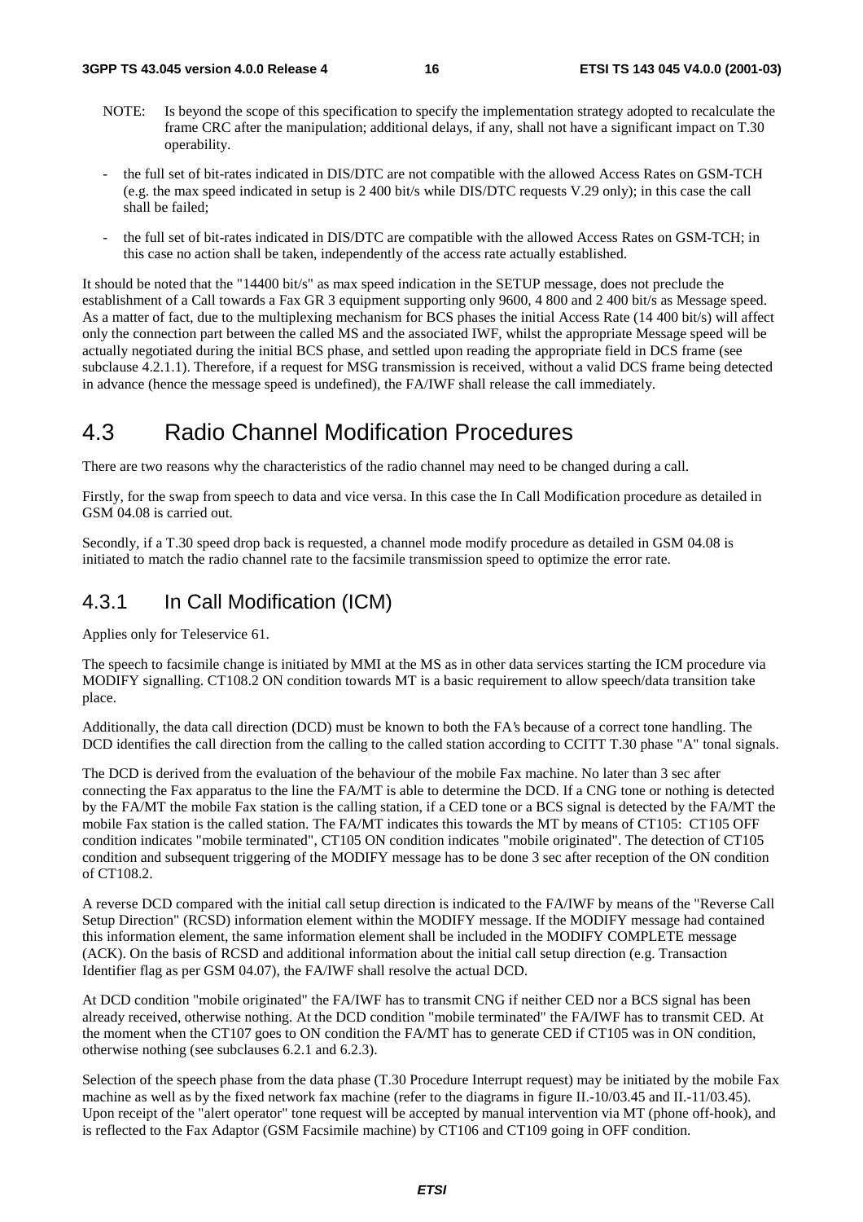NOTE: Is beyond the scope of this specification to specify the implementation strategy adopted to recalculate the frame CRC after the manipulation; additional delays, if any, shall not have a significant impact on T.30 operability.

- the full set of bit-rates indicated in DIS/DTC are not compatible with the allowed Access Rates on GSM-TCH (e.g. the max speed indicated in setup is 2 400 bit/s while DIS/DTC requests V.29 only); in this case the call shall be failed;
- the full set of bit-rates indicated in DIS/DTC are compatible with the allowed Access Rates on GSM-TCH; in this case no action shall be taken, independently of the access rate actually established.

It should be noted that the "14400 bit/s" as max speed indication in the SETUP message, does not preclude the establishment of a Call towards a Fax GR 3 equipment supporting only 9600, 4 800 and 2 400 bit/s as Message speed. As a matter of fact, due to the multiplexing mechanism for BCS phases the initial Access Rate (14 400 bit/s) will affect only the connection part between the called MS and the associated IWF, whilst the appropriate Message speed will be actually negotiated during the initial BCS phase, and settled upon reading the appropriate field in DCS frame (see subclause 4.2.1.1). Therefore, if a request for MSG transmission is received, without a valid DCS frame being detected in advance (hence the message speed is undefined), the FA/IWF shall release the call immediately.

## 4.3 Radio Channel Modification Procedures

There are two reasons why the characteristics of the radio channel may need to be changed during a call.

Firstly, for the swap from speech to data and vice versa. In this case the In Call Modification procedure as detailed in GSM 04.08 is carried out.

Secondly, if a T.30 speed drop back is requested, a channel mode modify procedure as detailed in GSM 04.08 is initiated to match the radio channel rate to the facsimile transmission speed to optimize the error rate.

### 4.3.1 In Call Modification (ICM)

Applies only for Teleservice 61.

The speech to facsimile change is initiated by MMI at the MS as in other data services starting the ICM procedure via MODIFY signalling. CT108.2 ON condition towards MT is a basic requirement to allow speech/data transition take place.

Additionally, the data call direction (DCD) must be known to both the FA's because of a correct tone handling. The DCD identifies the call direction from the calling to the called station according to CCITT T.30 phase "A" tonal signals.

The DCD is derived from the evaluation of the behaviour of the mobile Fax machine. No later than 3 sec after connecting the Fax apparatus to the line the FA/MT is able to determine the DCD. If a CNG tone or nothing is detected by the FA/MT the mobile Fax station is the calling station, if a CED tone or a BCS signal is detected by the FA/MT the mobile Fax station is the called station. The FA/MT indicates this towards the MT by means of CT105: CT105 OFF condition indicates "mobile terminated", CT105 ON condition indicates "mobile originated". The detection of CT105 condition and subsequent triggering of the MODIFY message has to be done 3 sec after reception of the ON condition of CT108.2.

A reverse DCD compared with the initial call setup direction is indicated to the FA/IWF by means of the "Reverse Call Setup Direction" (RCSD) information element within the MODIFY message. If the MODIFY message had contained this information element, the same information element shall be included in the MODIFY COMPLETE message (ACK). On the basis of RCSD and additional information about the initial call setup direction (e.g. Transaction Identifier flag as per GSM 04.07), the FA/IWF shall resolve the actual DCD.

At DCD condition "mobile originated" the FA/IWF has to transmit CNG if neither CED nor a BCS signal has been already received, otherwise nothing. At the DCD condition "mobile terminated" the FA/IWF has to transmit CED. At the moment when the CT107 goes to ON condition the FA/MT has to generate CED if CT105 was in ON condition, otherwise nothing (see subclauses 6.2.1 and 6.2.3).

Selection of the speech phase from the data phase (T.30 Procedure Interrupt request) may be initiated by the mobile Fax machine as well as by the fixed network fax machine (refer to the diagrams in figure II.-10/03.45 and II.-11/03.45). Upon receipt of the "alert operator" tone request will be accepted by manual intervention via MT (phone off-hook), and is reflected to the Fax Adaptor (GSM Facsimile machine) by CT106 and CT109 going in OFF condition.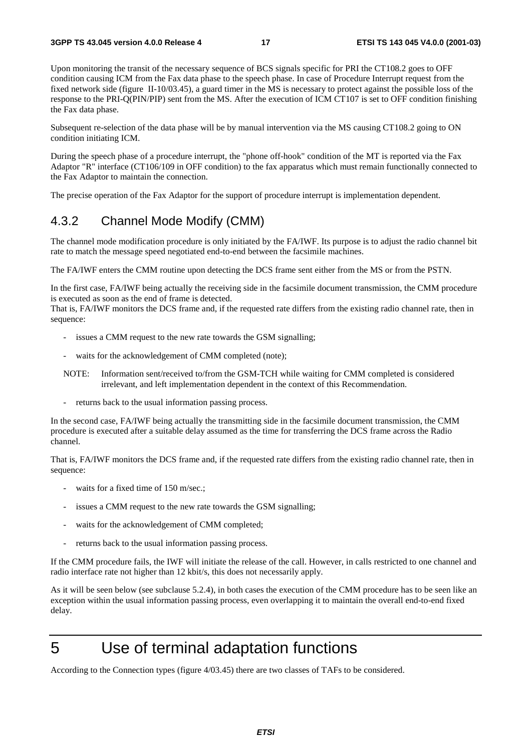Upon monitoring the transit of the necessary sequence of BCS signals specific for PRI the CT108.2 goes to OFF condition causing ICM from the Fax data phase to the speech phase. In case of Procedure Interrupt request from the fixed network side (figure II-10/03.45), a guard timer in the MS is necessary to protect against the possible loss of the response to the PRI-Q(PIN/PIP) sent from the MS. After the execution of ICM CT107 is set to OFF condition finishing the Fax data phase.

Subsequent re-selection of the data phase will be by manual intervention via the MS causing CT108.2 going to ON condition initiating ICM.

During the speech phase of a procedure interrupt, the "phone off-hook" condition of the MT is reported via the Fax Adaptor "R" interface (CT106/109 in OFF condition) to the fax apparatus which must remain functionally connected to the Fax Adaptor to maintain the connection.

The precise operation of the Fax Adaptor for the support of procedure interrupt is implementation dependent.

### 4.3.2 Channel Mode Modify (CMM)

The channel mode modification procedure is only initiated by the FA/IWF. Its purpose is to adjust the radio channel bit rate to match the message speed negotiated end-to-end between the facsimile machines.

The FA/IWF enters the CMM routine upon detecting the DCS frame sent either from the MS or from the PSTN.

In the first case, FA/IWF being actually the receiving side in the facsimile document transmission, the CMM procedure is executed as soon as the end of frame is detected.
That is, FA/IWF monitors the DCS frame and, if the requested rate differs from the existing radio channel rate, then in sequence:

- issues a CMM request to the new rate towards the GSM signalling;
- waits for the acknowledgement of CMM completed (note);

NOTE: Information sent/received to/from the GSM-TCH while waiting for CMM completed is considered irrelevant, and left implementation dependent in the context of this Recommendation.

- returns back to the usual information passing process.

In the second case, FA/IWF being actually the transmitting side in the facsimile document transmission, the CMM procedure is executed after a suitable delay assumed as the time for transferring the DCS frame across the Radio channel.

That is, FA/IWF monitors the DCS frame and, if the requested rate differs from the existing radio channel rate, then in sequence:

- waits for a fixed time of 150 m/sec.;
- issues a CMM request to the new rate towards the GSM signalling;
- waits for the acknowledgement of CMM completed;
- returns back to the usual information passing process.

If the CMM procedure fails, the IWF will initiate the release of the call. However, in calls restricted to one channel and radio interface rate not higher than 12 kbit/s, this does not necessarily apply.

As it will be seen below (see subclause 5.2.4), in both cases the execution of the CMM procedure has to be seen like an exception within the usual information passing process, even overlapping it to maintain the overall end-to-end fixed delay.

# 5 Use of terminal adaptation functions

According to the Connection types (figure 4/03.45) there are two classes of TAFs to be considered.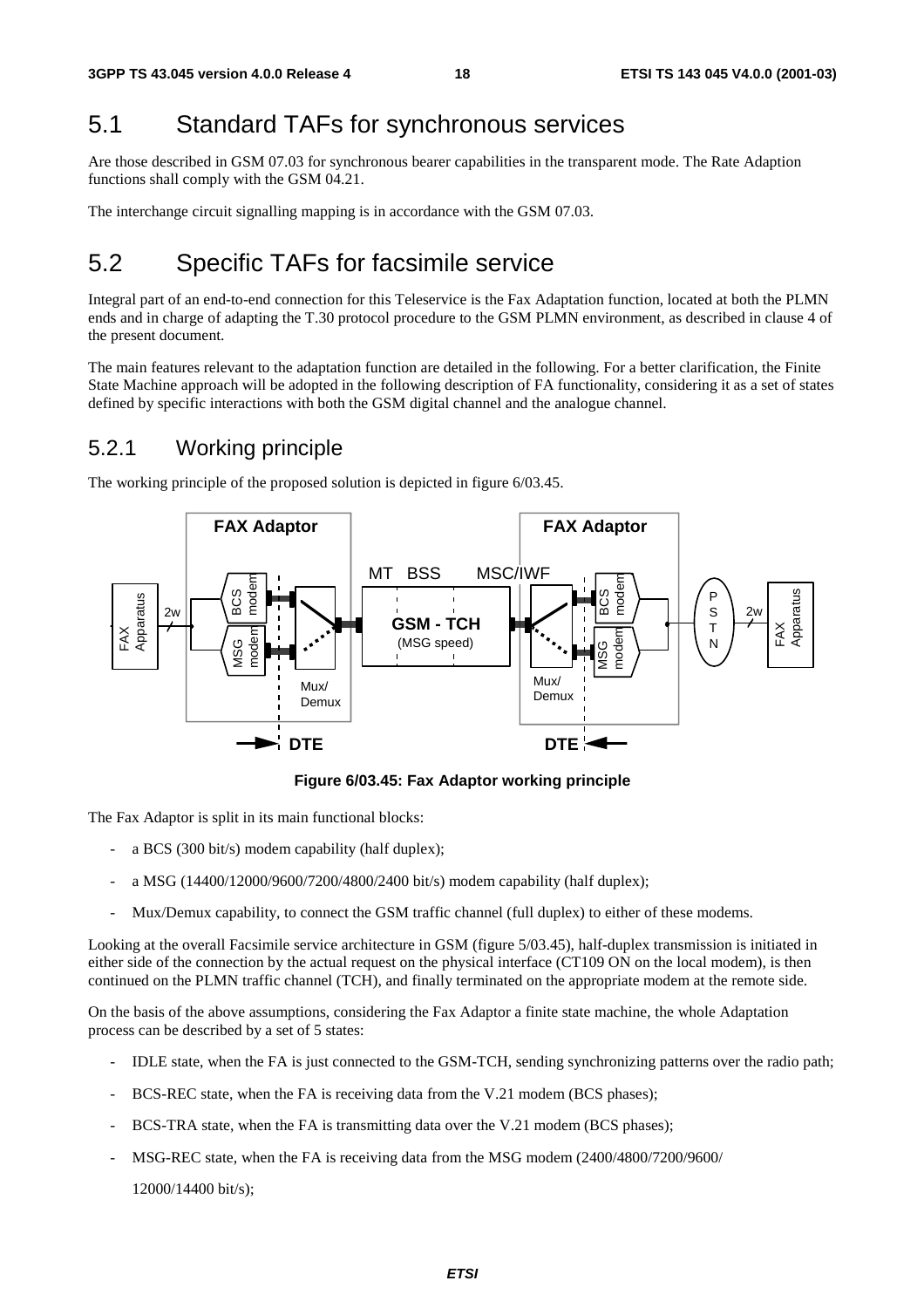## 5.1 Standard TAFs for synchronous services

Are those described in GSM 07.03 for synchronous bearer capabilities in the transparent mode. The Rate Adaption functions shall comply with the GSM 04.21.

The interchange circuit signalling mapping is in accordance with the GSM 07.03.

## 5.2 Specific TAFs for facsimile service

Integral part of an end-to-end connection for this Teleservice is the Fax Adaptation function, located at both the PLMN ends and in charge of adapting the T.30 protocol procedure to the GSM PLMN environment, as described in clause 4 of the present document.

The main features relevant to the adaptation function are detailed in the following. For a better clarification, the Finite State Machine approach will be adopted in the following description of FA functionality, considering it as a set of states defined by specific interactions with both the GSM digital channel and the analogue channel.

### 5.2.1 Working principle

The working principle of the proposed solution is depicted in figure 6/03.45.

**Figure 6/03.45: Fax Adaptor working principle**

The Fax Adaptor is split in its main functional blocks:

- a BCS (300 bit/s) modem capability (half duplex);
- a MSG (14400/12000/9600/7200/4800/2400 bit/s) modem capability (half duplex);
- Mux/Demux capability, to connect the GSM traffic channel (full duplex) to either of these modems.

Looking at the overall Facsimile service architecture in GSM (figure 5/03.45), half-duplex transmission is initiated in either side of the connection by the actual request on the physical interface (CT109 ON on the local modem), is then continued on the PLMN traffic channel (TCH), and finally terminated on the appropriate modem at the remote side.

On the basis of the above assumptions, considering the Fax Adaptor a finite state machine, the whole Adaptation process can be described by a set of 5 states:

- IDLE state, when the FA is just connected to the GSM-TCH, sending synchronizing patterns over the radio path;
- BCS-REC state, when the FA is receiving data from the V.21 modem (BCS phases);
- BCS-TRA state, when the FA is transmitting data over the V.21 modem (BCS phases);
- MSG-REC state, when the FA is receiving data from the MSG modem (2400/4800/7200/9600/

  12000/14400 bit/s);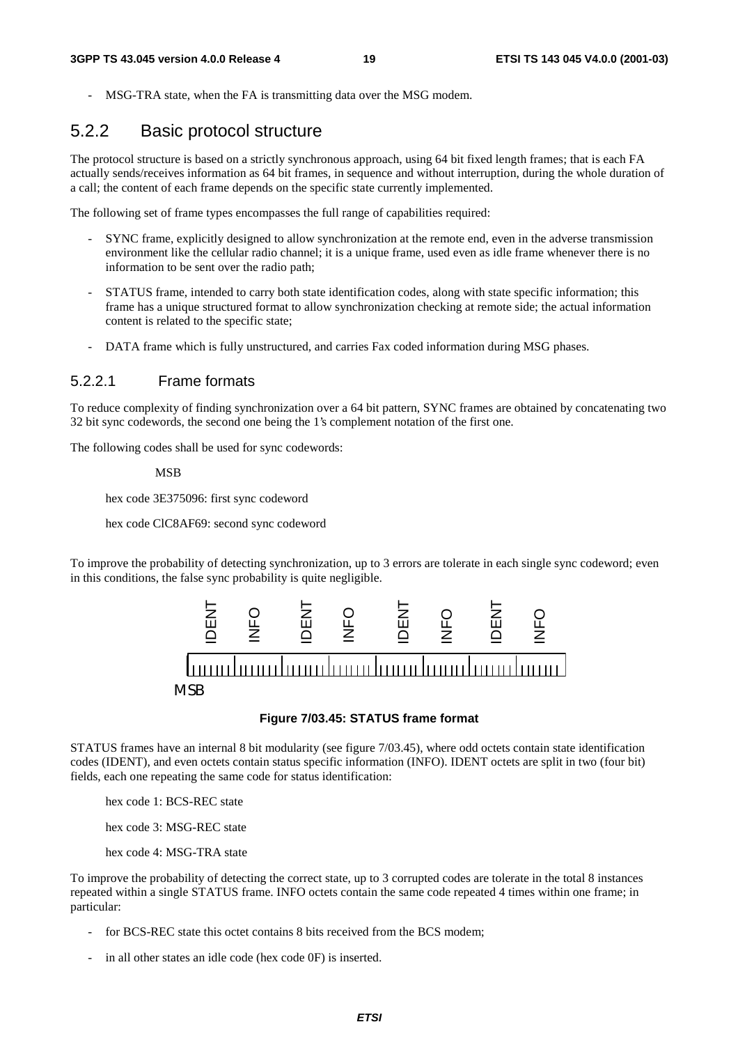- MSG-TRA state, when the FA is transmitting data over the MSG modem.

### 5.2.2 Basic protocol structure

The protocol structure is based on a strictly synchronous approach, using 64 bit fixed length frames; that is each FA actually sends/receives information as 64 bit frames, in sequence and without interruption, during the whole duration of a call; the content of each frame depends on the specific state currently implemented.

The following set of frame types encompasses the full range of capabilities required:

- SYNC frame, explicitly designed to allow synchronization at the remote end, even in the adverse transmission environment like the cellular radio channel; it is a unique frame, used even as idle frame whenever there is no information to be sent over the radio path;
- STATUS frame, intended to carry both state identification codes, along with state specific information; this frame has a unique structured format to allow synchronization checking at remote side; the actual information content is related to the specific state;
- DATA frame which is fully unstructured, and carries Fax coded information during MSG phases.

#### 5.2.2.1 Frame formats

To reduce complexity of finding synchronization over a 64 bit pattern, SYNC frames are obtained by concatenating two 32 bit sync codewords, the second one being the 1's complement notation of the first one.

The following codes shall be used for sync codewords:

MSB

hex code 3E375096: first sync codeword

hex code ClC8AF69: second sync codeword

To improve the probability of detecting synchronization, up to 3 errors are tolerate in each single sync codeword; even in this conditions, the false sync probability is quite negligible.

| IDENT | INFO | IDENT | INFO | IDENT | INFO | IDENT | INFO |
|---|---|---|---|---|---|---|---|

MSB

**Figure 7/03.45: STATUS frame format**

STATUS frames have an internal 8 bit modularity (see figure 7/03.45), where odd octets contain state identification codes (IDENT), and even octets contain status specific information (INFO). IDENT octets are split in two (four bit) fields, each one repeating the same code for status identification:

hex code 1: BCS-REC state

hex code 3: MSG-REC state

hex code 4: MSG-TRA state

To improve the probability of detecting the correct state, up to 3 corrupted codes are tolerate in the total 8 instances repeated within a single STATUS frame. INFO octets contain the same code repeated 4 times within one frame; in particular:

- for BCS-REC state this octet contains 8 bits received from the BCS modem;
- in all other states an idle code (hex code 0F) is inserted.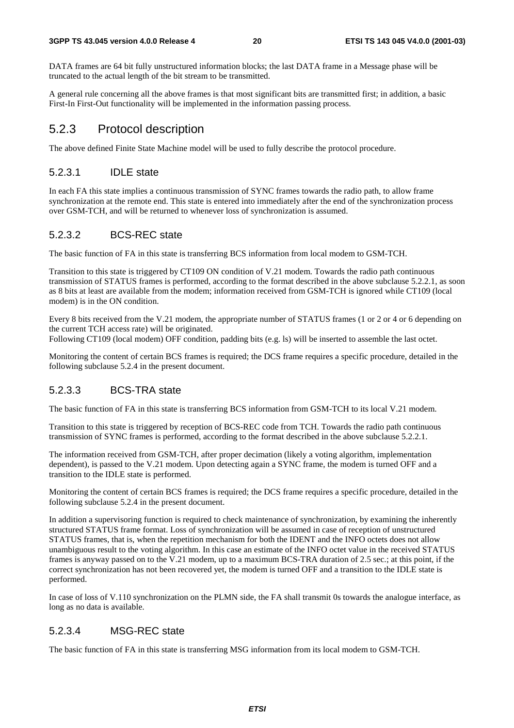DATA frames are 64 bit fully unstructured information blocks; the last DATA frame in a Message phase will be truncated to the actual length of the bit stream to be transmitted.

A general rule concerning all the above frames is that most significant bits are transmitted first; in addition, a basic First-In First-Out functionality will be implemented in the information passing process.

### 5.2.3 Protocol description

The above defined Finite State Machine model will be used to fully describe the protocol procedure.

#### 5.2.3.1 IDLE state

In each FA this state implies a continuous transmission of SYNC frames towards the radio path, to allow frame synchronization at the remote end. This state is entered into immediately after the end of the synchronization process over GSM-TCH, and will be returned to whenever loss of synchronization is assumed.

#### 5.2.3.2 BCS-REC state

The basic function of FA in this state is transferring BCS information from local modem to GSM-TCH.

Transition to this state is triggered by CT109 ON condition of V.21 modem. Towards the radio path continuous transmission of STATUS frames is performed, according to the format described in the above subclause 5.2.2.1, as soon as 8 bits at least are available from the modem; information received from GSM-TCH is ignored while CT109 (local modem) is in the ON condition.

Every 8 bits received from the V.21 modem, the appropriate number of STATUS frames (1 or 2 or 4 or 6 depending on the current TCH access rate) will be originated.
Following CT109 (local modem) OFF condition, padding bits (e.g. ls) will be inserted to assemble the last octet.

Monitoring the content of certain BCS frames is required; the DCS frame requires a specific procedure, detailed in the following subclause 5.2.4 in the present document.

#### 5.2.3.3 BCS-TRA state

The basic function of FA in this state is transferring BCS information from GSM-TCH to its local V.21 modem.

Transition to this state is triggered by reception of BCS-REC code from TCH. Towards the radio path continuous transmission of SYNC frames is performed, according to the format described in the above subclause 5.2.2.1.

The information received from GSM-TCH, after proper decimation (likely a voting algorithm, implementation dependent), is passed to the V.21 modem. Upon detecting again a SYNC frame, the modem is turned OFF and a transition to the IDLE state is performed.

Monitoring the content of certain BCS frames is required; the DCS frame requires a specific procedure, detailed in the following subclause 5.2.4 in the present document.

In addition a supervisoring function is required to check maintenance of synchronization, by examining the inherently structured STATUS frame format. Loss of synchronization will be assumed in case of reception of unstructured STATUS frames, that is, when the repetition mechanism for both the IDENT and the INFO octets does not allow unambiguous result to the voting algorithm. In this case an estimate of the INFO octet value in the received STATUS frames is anyway passed on to the V.21 modem, up to a maximum BCS-TRA duration of 2.5 sec.; at this point, if the correct synchronization has not been recovered yet, the modem is turned OFF and a transition to the IDLE state is performed.

In case of loss of V.110 synchronization on the PLMN side, the FA shall transmit 0s towards the analogue interface, as long as no data is available.

#### 5.2.3.4 MSG-REC state

The basic function of FA in this state is transferring MSG information from its local modem to GSM-TCH.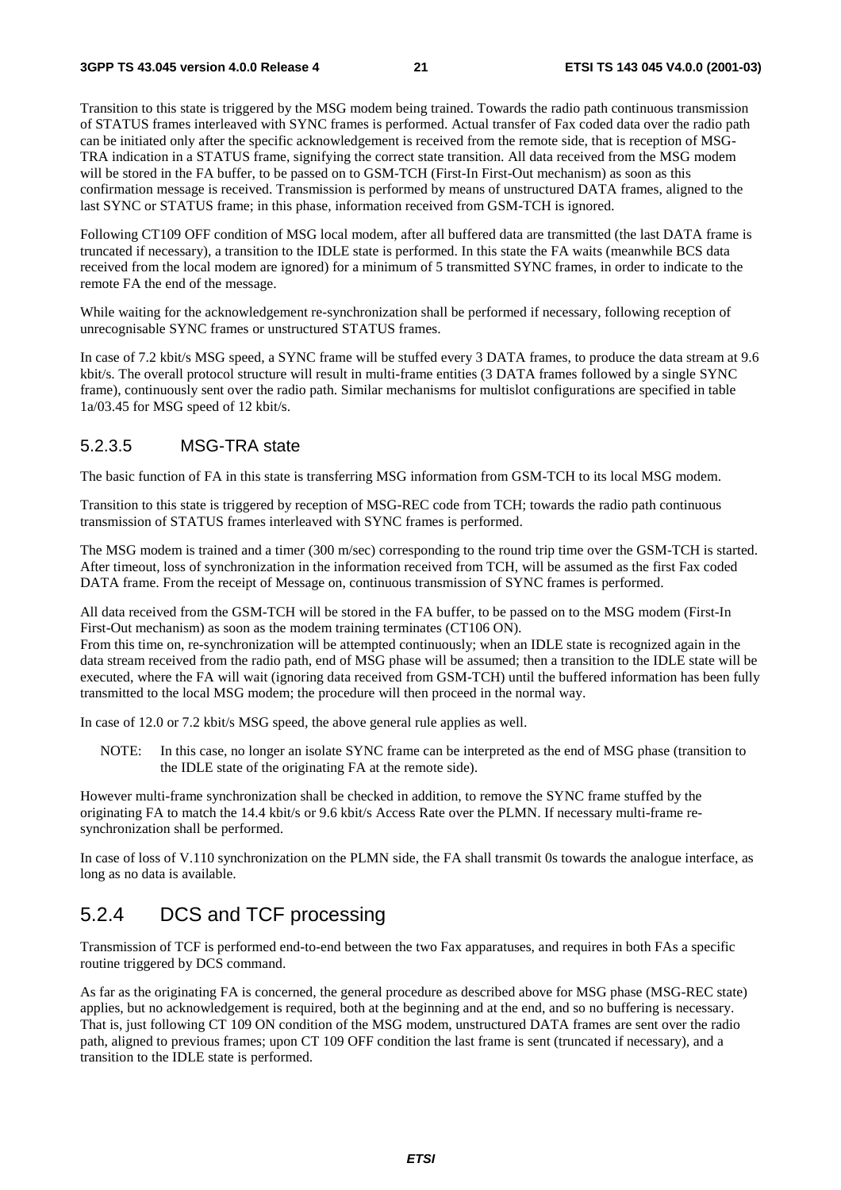Transition to this state is triggered by the MSG modem being trained. Towards the radio path continuous transmission of STATUS frames interleaved with SYNC frames is performed. Actual transfer of Fax coded data over the radio path can be initiated only after the specific acknowledgement is received from the remote side, that is reception of MSG-TRA indication in a STATUS frame, signifying the correct state transition. All data received from the MSG modem will be stored in the FA buffer, to be passed on to GSM-TCH (First-In First-Out mechanism) as soon as this confirmation message is received. Transmission is performed by means of unstructured DATA frames, aligned to the last SYNC or STATUS frame; in this phase, information received from GSM-TCH is ignored.

Following CT109 OFF condition of MSG local modem, after all buffered data are transmitted (the last DATA frame is truncated if necessary), a transition to the IDLE state is performed. In this state the FA waits (meanwhile BCS data received from the local modem are ignored) for a minimum of 5 transmitted SYNC frames, in order to indicate to the remote FA the end of the message.

While waiting for the acknowledgement re-synchronization shall be performed if necessary, following reception of unrecognisable SYNC frames or unstructured STATUS frames.

In case of 7.2 kbit/s MSG speed, a SYNC frame will be stuffed every 3 DATA frames, to produce the data stream at 9.6 kbit/s. The overall protocol structure will result in multi-frame entities (3 DATA frames followed by a single SYNC frame), continuously sent over the radio path. Similar mechanisms for multislot configurations are specified in table 1a/03.45 for MSG speed of 12 kbit/s.

#### 5.2.3.5 MSG-TRA state

The basic function of FA in this state is transferring MSG information from GSM-TCH to its local MSG modem.

Transition to this state is triggered by reception of MSG-REC code from TCH; towards the radio path continuous transmission of STATUS frames interleaved with SYNC frames is performed.

The MSG modem is trained and a timer (300 m/sec) corresponding to the round trip time over the GSM-TCH is started. After timeout, loss of synchronization in the information received from TCH, will be assumed as the first Fax coded DATA frame. From the receipt of Message on, continuous transmission of SYNC frames is performed.

All data received from the GSM-TCH will be stored in the FA buffer, to be passed on to the MSG modem (First-In First-Out mechanism) as soon as the modem training terminates (CT106 ON).
From this time on, re-synchronization will be attempted continuously; when an IDLE state is recognized again in the data stream received from the radio path, end of MSG phase will be assumed; then a transition to the IDLE state will be executed, where the FA will wait (ignoring data received from GSM-TCH) until the buffered information has been fully transmitted to the local MSG modem; the procedure will then proceed in the normal way.

In case of 12.0 or 7.2 kbit/s MSG speed, the above general rule applies as well.

NOTE: In this case, no longer an isolate SYNC frame can be interpreted as the end of MSG phase (transition to the IDLE state of the originating FA at the remote side).

However multi-frame synchronization shall be checked in addition, to remove the SYNC frame stuffed by the originating FA to match the 14.4 kbit/s or 9.6 kbit/s Access Rate over the PLMN. If necessary multi-frame re-synchronization shall be performed.

In case of loss of V.110 synchronization on the PLMN side, the FA shall transmit 0s towards the analogue interface, as long as no data is available.

### 5.2.4 DCS and TCF processing

Transmission of TCF is performed end-to-end between the two Fax apparatuses, and requires in both FAs a specific routine triggered by DCS command.

As far as the originating FA is concerned, the general procedure as described above for MSG phase (MSG-REC state) applies, but no acknowledgement is required, both at the beginning and at the end, and so no buffering is necessary. That is, just following CT 109 ON condition of the MSG modem, unstructured DATA frames are sent over the radio path, aligned to previous frames; upon CT 109 OFF condition the last frame is sent (truncated if necessary), and a transition to the IDLE state is performed.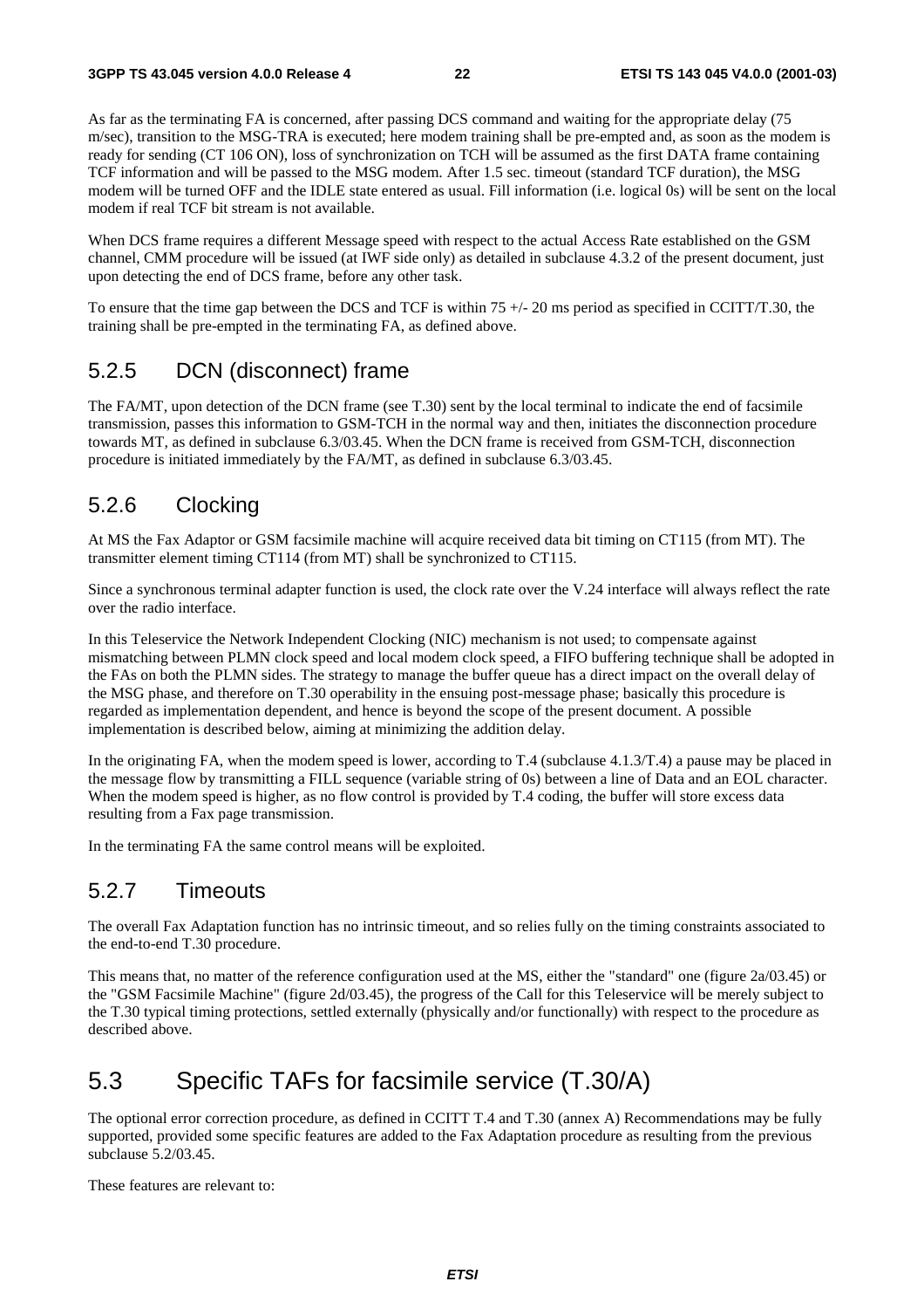As far as the terminating FA is concerned, after passing DCS command and waiting for the appropriate delay (75 m/sec), transition to the MSG-TRA is executed; here modem training shall be pre-empted and, as soon as the modem is ready for sending (CT 106 ON), loss of synchronization on TCH will be assumed as the first DATA frame containing TCF information and will be passed to the MSG modem. After 1.5 sec. timeout (standard TCF duration), the MSG modem will be turned OFF and the IDLE state entered as usual. Fill information (i.e. logical 0s) will be sent on the local modem if real TCF bit stream is not available.

When DCS frame requires a different Message speed with respect to the actual Access Rate established on the GSM channel, CMM procedure will be issued (at IWF side only) as detailed in subclause 4.3.2 of the present document, just upon detecting the end of DCS frame, before any other task.

To ensure that the time gap between the DCS and TCF is within 75 +/- 20 ms period as specified in CCITT/T.30, the training shall be pre-empted in the terminating FA, as defined above.

## 5.2.5 DCN (disconnect) frame

The FA/MT, upon detection of the DCN frame (see T.30) sent by the local terminal to indicate the end of facsimile transmission, passes this information to GSM-TCH in the normal way and then, initiates the disconnection procedure towards MT, as defined in subclause 6.3/03.45. When the DCN frame is received from GSM-TCH, disconnection procedure is initiated immediately by the FA/MT, as defined in subclause 6.3/03.45.

## 5.2.6 Clocking

At MS the Fax Adaptor or GSM facsimile machine will acquire received data bit timing on CT115 (from MT). The transmitter element timing CT114 (from MT) shall be synchronized to CT115.

Since a synchronous terminal adapter function is used, the clock rate over the V.24 interface will always reflect the rate over the radio interface.

In this Teleservice the Network Independent Clocking (NIC) mechanism is not used; to compensate against mismatching between PLMN clock speed and local modem clock speed, a FIFO buffering technique shall be adopted in the FAs on both the PLMN sides. The strategy to manage the buffer queue has a direct impact on the overall delay of the MSG phase, and therefore on T.30 operability in the ensuing post-message phase; basically this procedure is regarded as implementation dependent, and hence is beyond the scope of the present document. A possible implementation is described below, aiming at minimizing the addition delay.

In the originating FA, when the modem speed is lower, according to T.4 (subclause 4.1.3/T.4) a pause may be placed in the message flow by transmitting a FILL sequence (variable string of 0s) between a line of Data and an EOL character. When the modem speed is higher, as no flow control is provided by T.4 coding, the buffer will store excess data resulting from a Fax page transmission.

In the terminating FA the same control means will be exploited.

## 5.2.7 Timeouts

The overall Fax Adaptation function has no intrinsic timeout, and so relies fully on the timing constraints associated to the end-to-end T.30 procedure.

This means that, no matter of the reference configuration used at the MS, either the "standard" one (figure 2a/03.45) or the "GSM Facsimile Machine" (figure 2d/03.45), the progress of the Call for this Teleservice will be merely subject to the T.30 typical timing protections, settled externally (physically and/or functionally) with respect to the procedure as described above.

# 5.3 Specific TAFs for facsimile service (T.30/A)

The optional error correction procedure, as defined in CCITT T.4 and T.30 (annex A) Recommendations may be fully supported, provided some specific features are added to the Fax Adaptation procedure as resulting from the previous subclause 5.2/03.45.

These features are relevant to: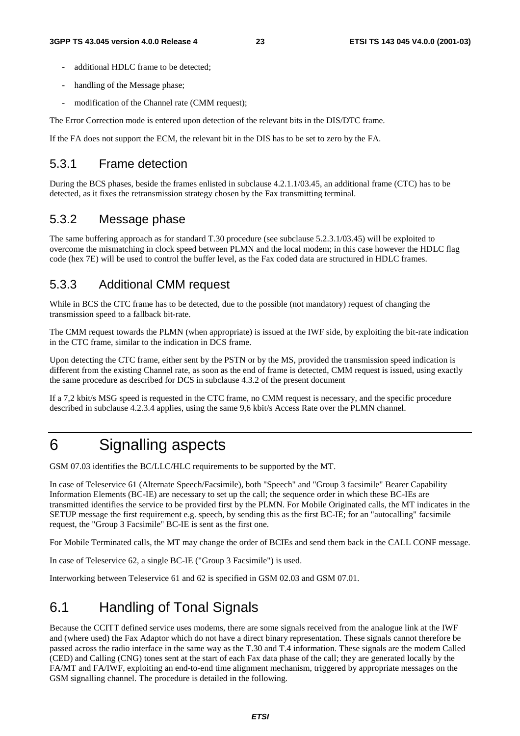- additional HDLC frame to be detected;
- handling of the Message phase;
- modification of the Channel rate (CMM request);

The Error Correction mode is entered upon detection of the relevant bits in the DIS/DTC frame.

If the FA does not support the ECM, the relevant bit in the DIS has to be set to zero by the FA.

### 5.3.1 Frame detection

During the BCS phases, beside the frames enlisted in subclause 4.2.1.1/03.45, an additional frame (CTC) has to be detected, as it fixes the retransmission strategy chosen by the Fax transmitting terminal.

### 5.3.2 Message phase

The same buffering approach as for standard T.30 procedure (see subclause 5.2.3.1/03.45) will be exploited to overcome the mismatching in clock speed between PLMN and the local modem; in this case however the HDLC flag code (hex 7E) will be used to control the buffer level, as the Fax coded data are structured in HDLC frames.

### 5.3.3 Additional CMM request

While in BCS the CTC frame has to be detected, due to the possible (not mandatory) request of changing the transmission speed to a fallback bit-rate.

The CMM request towards the PLMN (when appropriate) is issued at the IWF side, by exploiting the bit-rate indication in the CTC frame, similar to the indication in DCS frame.

Upon detecting the CTC frame, either sent by the PSTN or by the MS, provided the transmission speed indication is different from the existing Channel rate, as soon as the end of frame is detected, CMM request is issued, using exactly the same procedure as described for DCS in subclause 4.3.2 of the present document

If a 7,2 kbit/s MSG speed is requested in the CTC frame, no CMM request is necessary, and the specific procedure described in subclause 4.2.3.4 applies, using the same 9,6 kbit/s Access Rate over the PLMN channel.

# 6 Signalling aspects

GSM 07.03 identifies the BC/LLC/HLC requirements to be supported by the MT.

In case of Teleservice 61 (Alternate Speech/Facsimile), both "Speech" and "Group 3 facsimile" Bearer Capability Information Elements (BC-IE) are necessary to set up the call; the sequence order in which these BC-IEs are transmitted identifies the service to be provided first by the PLMN. For Mobile Originated calls, the MT indicates in the SETUP message the first requirement e.g. speech, by sending this as the first BC-IE; for an "autocalling" facsimile request, the "Group 3 Facsimile" BC-IE is sent as the first one.

For Mobile Terminated calls, the MT may change the order of BCIEs and send them back in the CALL CONF message.

In case of Teleservice 62, a single BC-IE ("Group 3 Facsimile") is used.

Interworking between Teleservice 61 and 62 is specified in GSM 02.03 and GSM 07.01.

## 6.1 Handling of Tonal Signals

Because the CCITT defined service uses modems, there are some signals received from the analogue link at the IWF and (where used) the Fax Adaptor which do not have a direct binary representation. These signals cannot therefore be passed across the radio interface in the same way as the T.30 and T.4 information. These signals are the modem Called (CED) and Calling (CNG) tones sent at the start of each Fax data phase of the call; they are generated locally by the FA/MT and FA/IWF, exploiting an end-to-end time alignment mechanism, triggered by appropriate messages on the GSM signalling channel. The procedure is detailed in the following.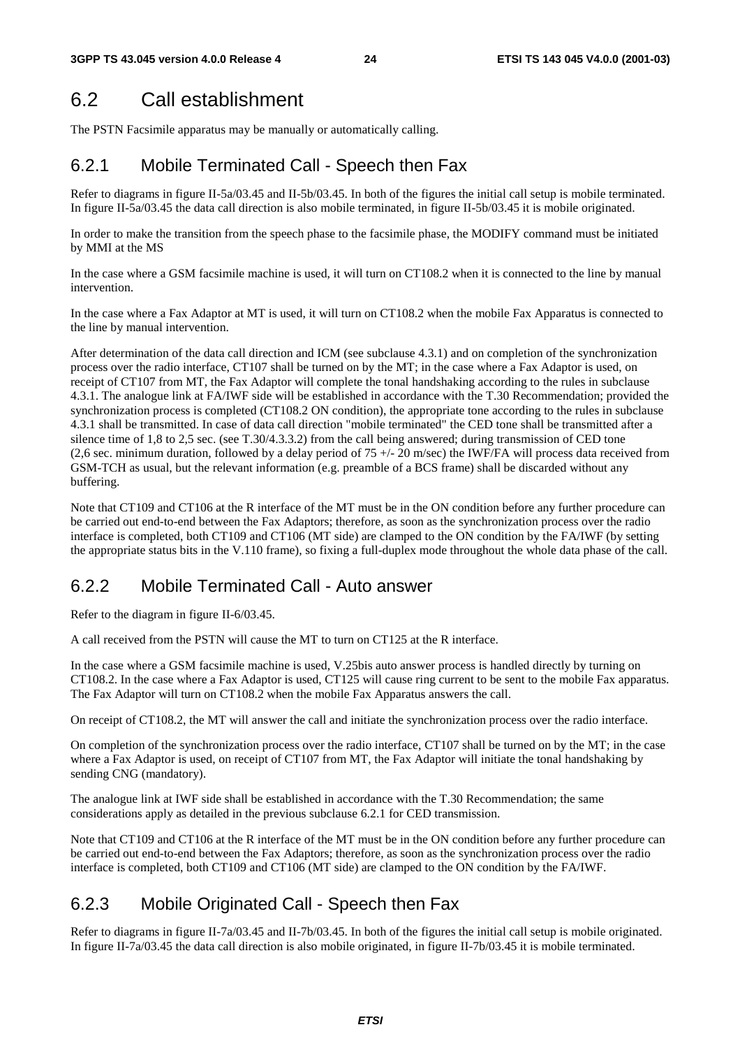## 6.2 Call establishment

The PSTN Facsimile apparatus may be manually or automatically calling.

### 6.2.1 Mobile Terminated Call - Speech then Fax

Refer to diagrams in figure II-5a/03.45 and II-5b/03.45. In both of the figures the initial call setup is mobile terminated. In figure II-5a/03.45 the data call direction is also mobile terminated, in figure II-5b/03.45 it is mobile originated.

In order to make the transition from the speech phase to the facsimile phase, the MODIFY command must be initiated by MMI at the MS

In the case where a GSM facsimile machine is used, it will turn on CT108.2 when it is connected to the line by manual intervention.

In the case where a Fax Adaptor at MT is used, it will turn on CT108.2 when the mobile Fax Apparatus is connected to the line by manual intervention.

After determination of the data call direction and ICM (see subclause 4.3.1) and on completion of the synchronization process over the radio interface, CT107 shall be turned on by the MT; in the case where a Fax Adaptor is used, on receipt of CT107 from MT, the Fax Adaptor will complete the tonal handshaking according to the rules in subclause 4.3.1. The analogue link at FA/IWF side will be established in accordance with the T.30 Recommendation; provided the synchronization process is completed (CT108.2 ON condition), the appropriate tone according to the rules in subclause 4.3.1 shall be transmitted. In case of data call direction "mobile terminated" the CED tone shall be transmitted after a silence time of 1,8 to 2,5 sec. (see T.30/4.3.3.2) from the call being answered; during transmission of CED tone (2,6 sec. minimum duration, followed by a delay period of 75 +/- 20 m/sec) the IWF/FA will process data received from GSM-TCH as usual, but the relevant information (e.g. preamble of a BCS frame) shall be discarded without any buffering.

Note that CT109 and CT106 at the R interface of the MT must be in the ON condition before any further procedure can be carried out end-to-end between the Fax Adaptors; therefore, as soon as the synchronization process over the radio interface is completed, both CT109 and CT106 (MT side) are clamped to the ON condition by the FA/IWF (by setting the appropriate status bits in the V.110 frame), so fixing a full-duplex mode throughout the whole data phase of the call.

### 6.2.2 Mobile Terminated Call - Auto answer

Refer to the diagram in figure II-6/03.45.

A call received from the PSTN will cause the MT to turn on CT125 at the R interface.

In the case where a GSM facsimile machine is used, V.25bis auto answer process is handled directly by turning on CT108.2. In the case where a Fax Adaptor is used, CT125 will cause ring current to be sent to the mobile Fax apparatus. The Fax Adaptor will turn on CT108.2 when the mobile Fax Apparatus answers the call.

On receipt of CT108.2, the MT will answer the call and initiate the synchronization process over the radio interface.

On completion of the synchronization process over the radio interface, CT107 shall be turned on by the MT; in the case where a Fax Adaptor is used, on receipt of CT107 from MT, the Fax Adaptor will initiate the tonal handshaking by sending CNG (mandatory).

The analogue link at IWF side shall be established in accordance with the T.30 Recommendation; the same considerations apply as detailed in the previous subclause 6.2.1 for CED transmission.

Note that CT109 and CT106 at the R interface of the MT must be in the ON condition before any further procedure can be carried out end-to-end between the Fax Adaptors; therefore, as soon as the synchronization process over the radio interface is completed, both CT109 and CT106 (MT side) are clamped to the ON condition by the FA/IWF.

### 6.2.3 Mobile Originated Call - Speech then Fax

Refer to diagrams in figure II-7a/03.45 and II-7b/03.45. In both of the figures the initial call setup is mobile originated. In figure II-7a/03.45 the data call direction is also mobile originated, in figure II-7b/03.45 it is mobile terminated.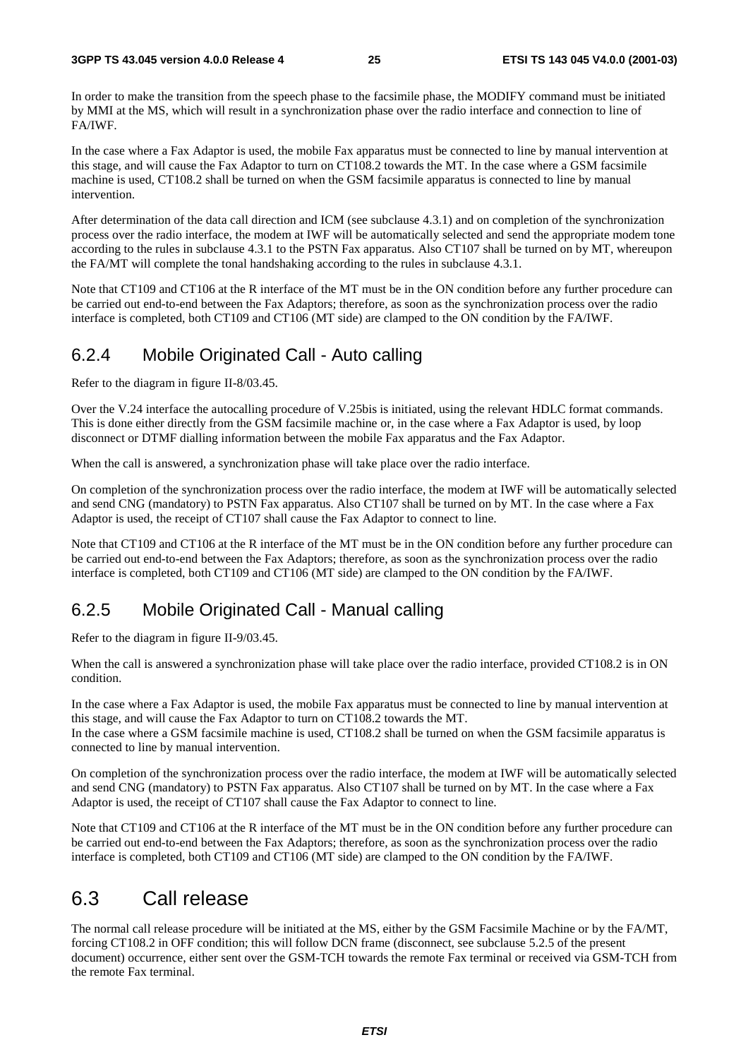In order to make the transition from the speech phase to the facsimile phase, the MODIFY command must be initiated by MMI at the MS, which will result in a synchronization phase over the radio interface and connection to line of FA/IWF.

In the case where a Fax Adaptor is used, the mobile Fax apparatus must be connected to line by manual intervention at this stage, and will cause the Fax Adaptor to turn on CT108.2 towards the MT. In the case where a GSM facsimile machine is used, CT108.2 shall be turned on when the GSM facsimile apparatus is connected to line by manual intervention.

After determination of the data call direction and ICM (see subclause 4.3.1) and on completion of the synchronization process over the radio interface, the modem at IWF will be automatically selected and send the appropriate modem tone according to the rules in subclause 4.3.1 to the PSTN Fax apparatus. Also CT107 shall be turned on by MT, whereupon the FA/MT will complete the tonal handshaking according to the rules in subclause 4.3.1.

Note that CT109 and CT106 at the R interface of the MT must be in the ON condition before any further procedure can be carried out end-to-end between the Fax Adaptors; therefore, as soon as the synchronization process over the radio interface is completed, both CT109 and CT106 (MT side) are clamped to the ON condition by the FA/IWF.

### 6.2.4 Mobile Originated Call - Auto calling

Refer to the diagram in figure II-8/03.45.

Over the V.24 interface the autocalling procedure of V.25bis is initiated, using the relevant HDLC format commands. This is done either directly from the GSM facsimile machine or, in the case where a Fax Adaptor is used, by loop disconnect or DTMF dialling information between the mobile Fax apparatus and the Fax Adaptor.

When the call is answered, a synchronization phase will take place over the radio interface.

On completion of the synchronization process over the radio interface, the modem at IWF will be automatically selected and send CNG (mandatory) to PSTN Fax apparatus. Also CT107 shall be turned on by MT. In the case where a Fax Adaptor is used, the receipt of CT107 shall cause the Fax Adaptor to connect to line.

Note that CT109 and CT106 at the R interface of the MT must be in the ON condition before any further procedure can be carried out end-to-end between the Fax Adaptors; therefore, as soon as the synchronization process over the radio interface is completed, both CT109 and CT106 (MT side) are clamped to the ON condition by the FA/IWF.

### 6.2.5 Mobile Originated Call - Manual calling

Refer to the diagram in figure II-9/03.45.

When the call is answered a synchronization phase will take place over the radio interface, provided CT108.2 is in ON condition.

In the case where a Fax Adaptor is used, the mobile Fax apparatus must be connected to line by manual intervention at this stage, and will cause the Fax Adaptor to turn on CT108.2 towards the MT.
In the case where a GSM facsimile machine is used, CT108.2 shall be turned on when the GSM facsimile apparatus is connected to line by manual intervention.

On completion of the synchronization process over the radio interface, the modem at IWF will be automatically selected and send CNG (mandatory) to PSTN Fax apparatus. Also CT107 shall be turned on by MT. In the case where a Fax Adaptor is used, the receipt of CT107 shall cause the Fax Adaptor to connect to line.

Note that CT109 and CT106 at the R interface of the MT must be in the ON condition before any further procedure can be carried out end-to-end between the Fax Adaptors; therefore, as soon as the synchronization process over the radio interface is completed, both CT109 and CT106 (MT side) are clamped to the ON condition by the FA/IWF.

## 6.3 Call release

The normal call release procedure will be initiated at the MS, either by the GSM Facsimile Machine or by the FA/MT, forcing CT108.2 in OFF condition; this will follow DCN frame (disconnect, see subclause 5.2.5 of the present document) occurrence, either sent over the GSM-TCH towards the remote Fax terminal or received via GSM-TCH from the remote Fax terminal.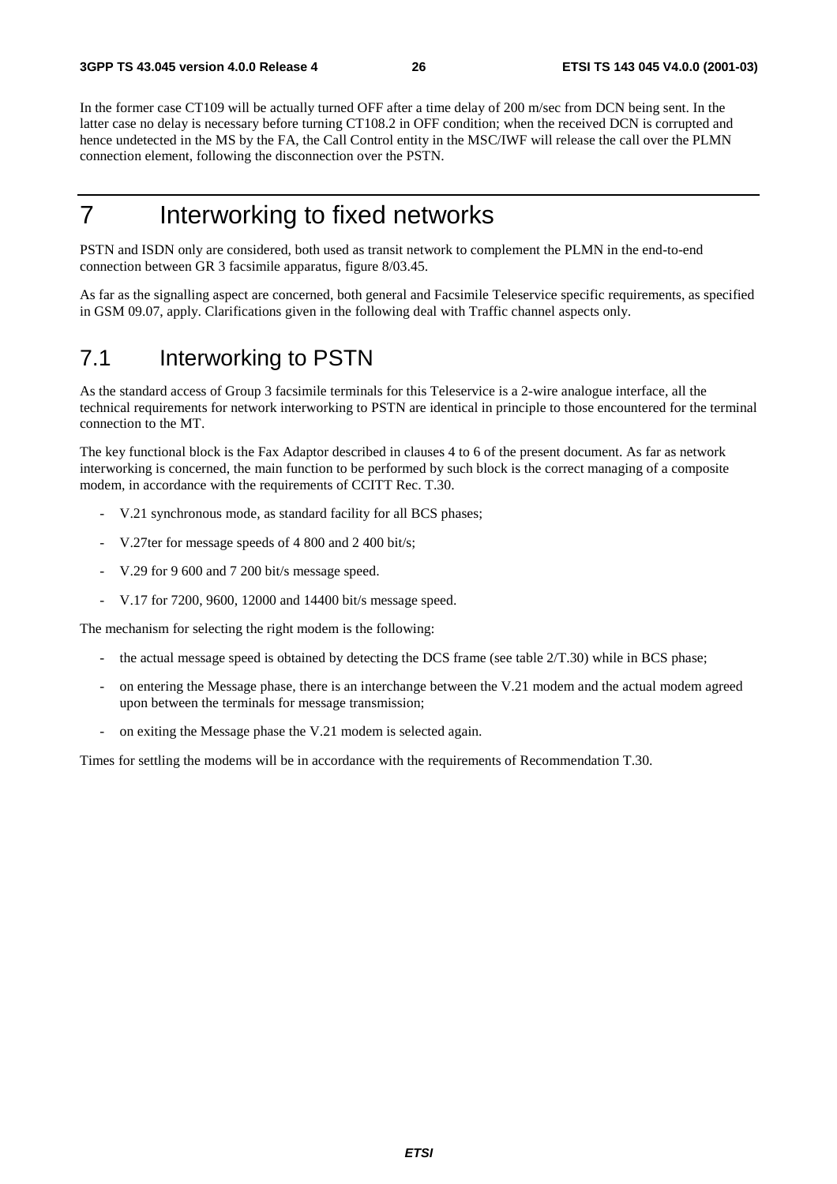In the former case CT109 will be actually turned OFF after a time delay of 200 m/sec from DCN being sent. In the latter case no delay is necessary before turning CT108.2 in OFF condition; when the received DCN is corrupted and hence undetected in the MS by the FA, the Call Control entity in the MSC/IWF will release the call over the PLMN connection element, following the disconnection over the PSTN.

# 7 Interworking to fixed networks

PSTN and ISDN only are considered, both used as transit network to complement the PLMN in the end-to-end connection between GR 3 facsimile apparatus, figure 8/03.45.

As far as the signalling aspect are concerned, both general and Facsimile Teleservice specific requirements, as specified in GSM 09.07, apply. Clarifications given in the following deal with Traffic channel aspects only.

## 7.1 Interworking to PSTN

As the standard access of Group 3 facsimile terminals for this Teleservice is a 2-wire analogue interface, all the technical requirements for network interworking to PSTN are identical in principle to those encountered for the terminal connection to the MT.

The key functional block is the Fax Adaptor described in clauses 4 to 6 of the present document. As far as network interworking is concerned, the main function to be performed by such block is the correct managing of a composite modem, in accordance with the requirements of CCITT Rec. T.30.

- V.21 synchronous mode, as standard facility for all BCS phases;
- V.27ter for message speeds of 4 800 and 2 400 bit/s;
- V.29 for 9 600 and 7 200 bit/s message speed.
- V.17 for 7200, 9600, 12000 and 14400 bit/s message speed.

The mechanism for selecting the right modem is the following:

- the actual message speed is obtained by detecting the DCS frame (see table 2/T.30) while in BCS phase;
- on entering the Message phase, there is an interchange between the V.21 modem and the actual modem agreed upon between the terminals for message transmission;
- on exiting the Message phase the V.21 modem is selected again.

Times for settling the modems will be in accordance with the requirements of Recommendation T.30.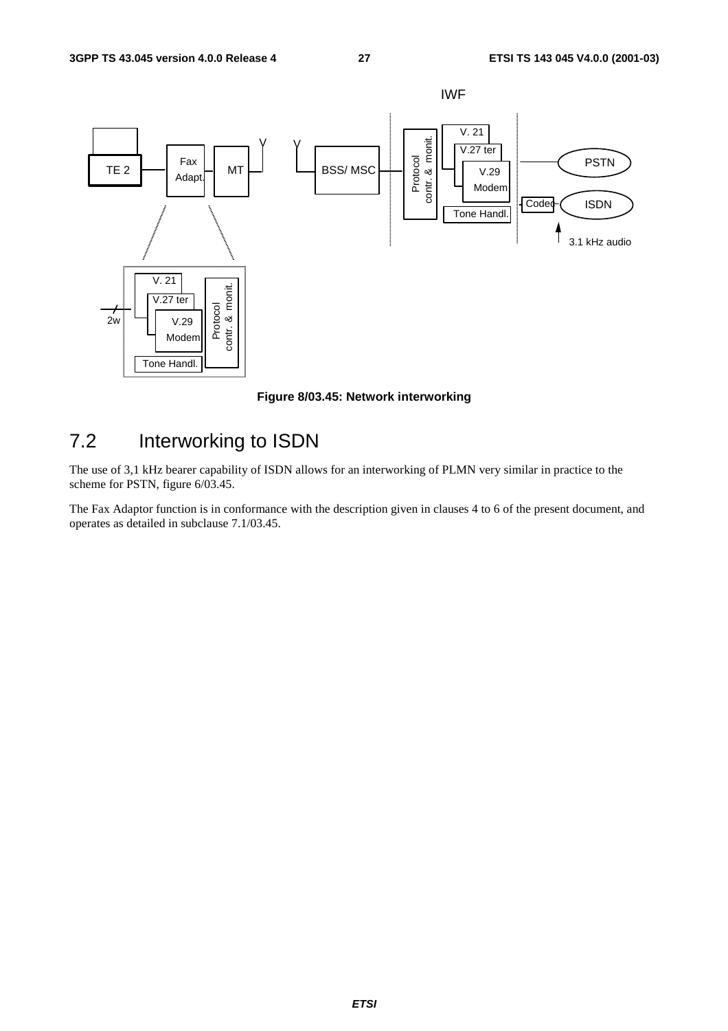Figure 8/03.45: Network interworking

## 7.2 Interworking to ISDN

The use of 3,1 kHz bearer capability of ISDN allows for an interworking of PLMN very similar in practice to the scheme for PSTN, figure 6/03.45.

The Fax Adaptor function is in conformance with the description given in clauses 4 to 6 of the present document, and operates as detailed in subclause 7.1/03.45.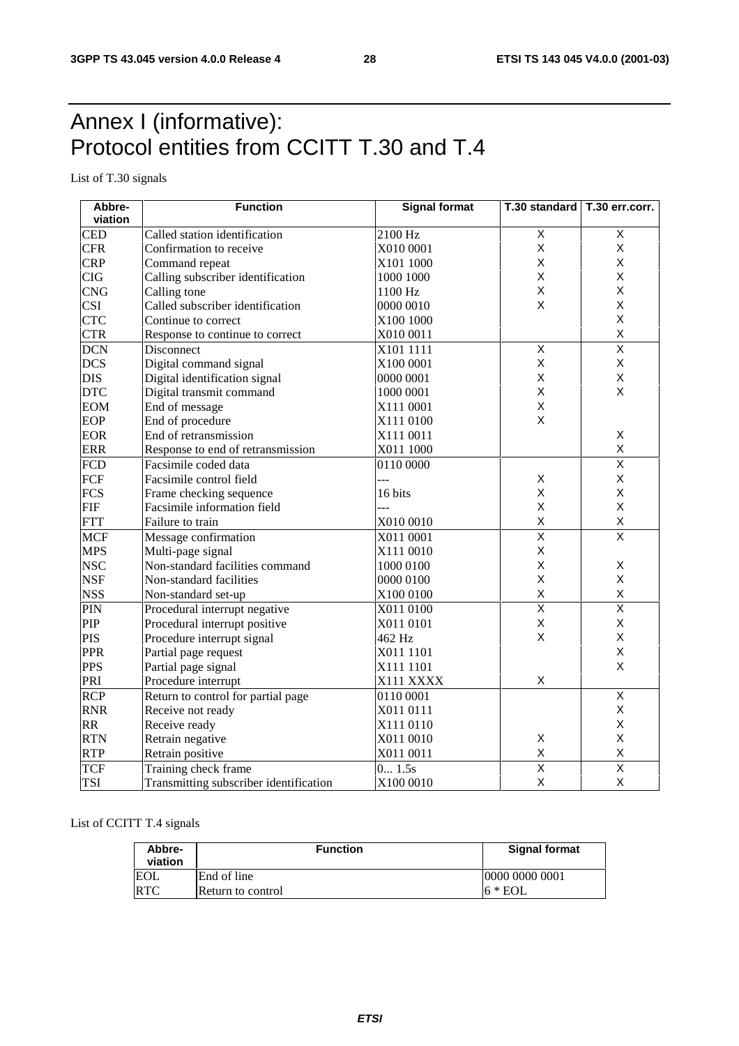# Annex I (informative): Protocol entities from CCITT T.30 and T.4

List of T.30 signals

| Abbre-viation | Function | Signal format | T.30 standard | T.30 err.corr. |
|---|---|---|---|---|
| CED | Called station identification | 2100 Hz | X | X |
| CFR | Confirmation to receive | X010 0001 | X | X |
| CRP | Command repeat | X101 1000 | X | X |
| CIG | Calling subscriber identification | 1000 1000 | X | X |
| CNG | Calling tone | 1100 Hz | X | X |
| CSI | Called subscriber identification | 0000 0010 | X | X |
| CTC | Continue to correct | X100 1000 | | X |
| CTR | Response to continue to correct | X010 0011 | | X |
| DCN | Disconnect | X101 1111 | X | X |
| DCS | Digital command signal | X100 0001 | X | X |
| DIS | Digital identification signal | 0000 0001 | X | X |
| DTC | Digital transmit command | 1000 0001 | X | X |
| EOM | End of message | X111 0001 | X | |
| EOP | End of procedure | X111 0100 | X | |
| EOR | End of retransmission | X111 0011 | | X |
| ERR | Response to end of retransmission | X011 1000 | | X |
| FCD | Facsimile coded data | 0110 0000 | | X |
| FCF | Facsimile control field | --- | X | X |
| FCS | Frame checking sequence | 16 bits | X | X |
| FIF | Facsimile information field | --- | X | X |
| FTT | Failure to train | X010 0010 | X | X |
| MCF | Message confirmation | X011 0001 | X | X |
| MPS | Multi-page signal | X111 0010 | X | |
| NSC | Non-standard facilities command | 1000 0100 | X | X |
| NSF | Non-standard facilities | 0000 0100 | X | X |
| NSS | Non-standard set-up | X100 0100 | X | X |
| PIN | Procedural interrupt negative | X011 0100 | X | X |
| PIP | Procedural interrupt positive | X011 0101 | X | X |
| PIS | Procedure interrupt signal | 462 Hz | X | X |
| PPR | Partial page request | X011 1101 | | X |
| PPS | Partial page signal | X111 1101 | | X |
| PRI | Procedure interrupt | X111 XXXX | X | |
| RCP | Return to control for partial page | 0110 0001 | | X |
| RNR | Receive not ready | X011 0111 | | X |
| RR | Receive ready | X111 0110 | | X |
| RTN | Retrain negative | X011 0010 | X | X |
| RTP | Retrain positive | X011 0011 | X | X |
| TCF | Training check frame | 0... 1.5s | X | X |
| TSI | Transmitting subscriber identification | X100 0010 | X | X |

List of CCITT T.4 signals

| Abbre-viation | Function | Signal format |
|---|---|---|
| EOL | End of line | 0000 0000 0001 |
| RTC | Return to control | 6 * EOL |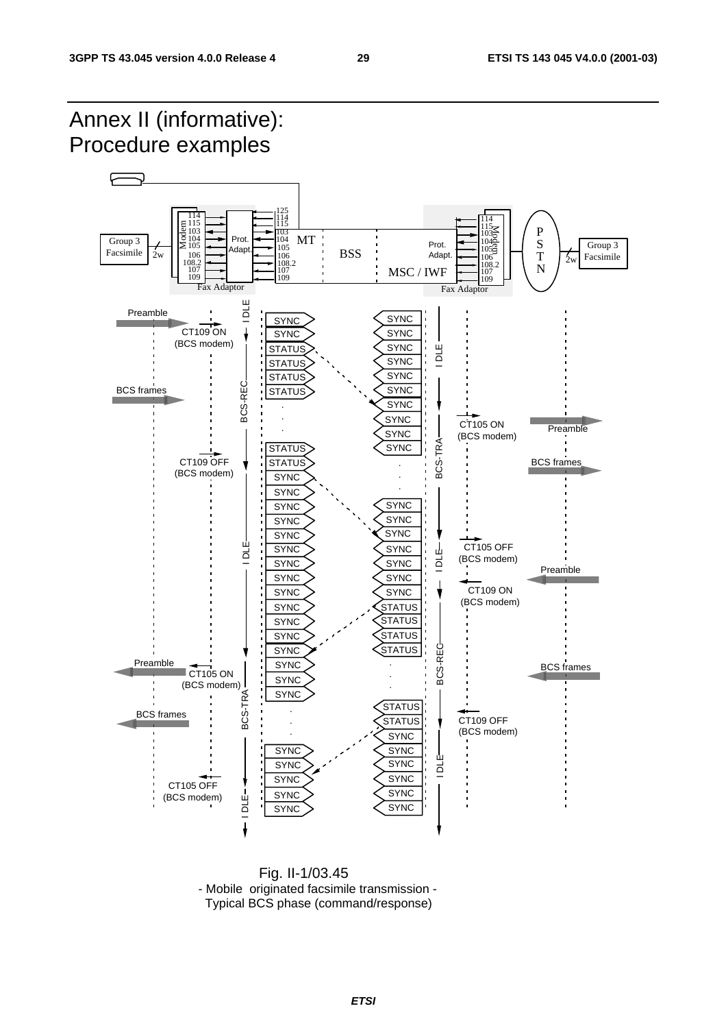# Annex II (informative): Procedure examples

Fig. II-1/03.45
- Mobile originated facsimile transmission -
Typical BCS phase (command/response)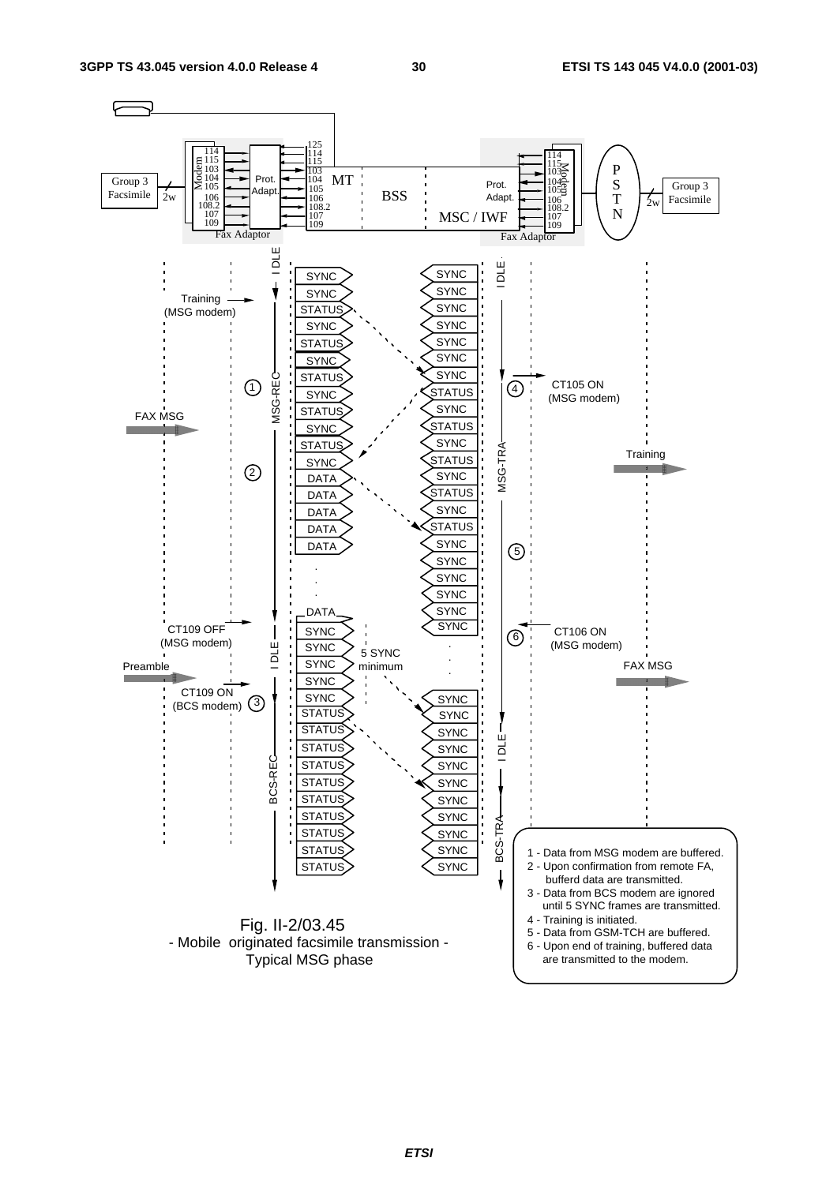Fig. II-2/03.45
- Mobile originated facsimile transmission -
Typical MSG phase

1 - Data from MSG modem are buffered.
2 - Upon confirmation from remote FA, bufferd data are transmitted.
3 - Data from BCS modem are ignored until 5 SYNC frames are transmitted.
4 - Training is initiated.
5 - Data from GSM-TCH are buffered.
6 - Upon end of training, buffered data are transmitted to the modem.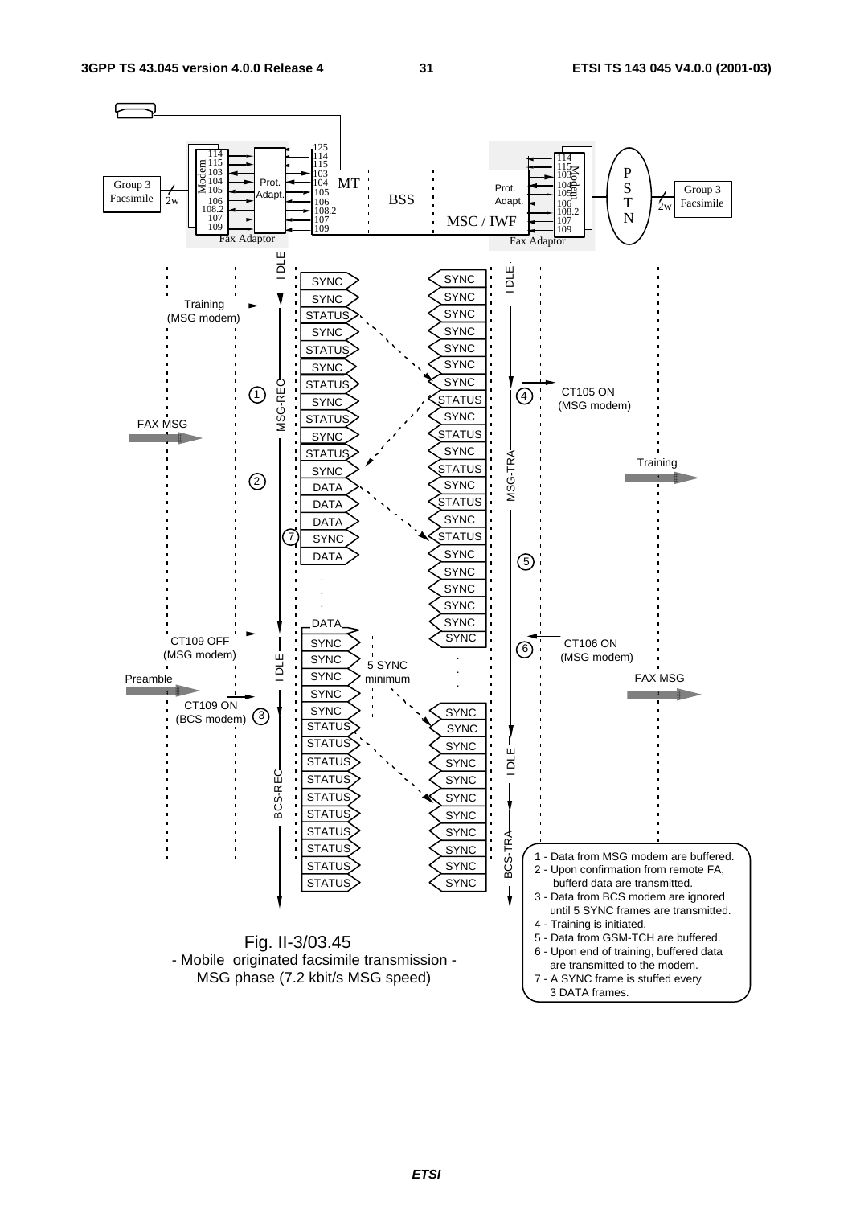Fig. II-3/03.45
- Mobile originated facsimile transmission -
MSG phase (7.2 kbit/s MSG speed)

1 - Data from MSG modem are buffered.
2 - Upon confirmation from remote FA, bufferd data are transmitted.
3 - Data from BCS modem are ignored until 5 SYNC frames are transmitted.
4 - Training is initiated.
5 - Data from GSM-TCH are buffered.
6 - Upon end of training, buffered data are transmitted to the modem.
7 - A SYNC frame is stuffed every 3 DATA frames.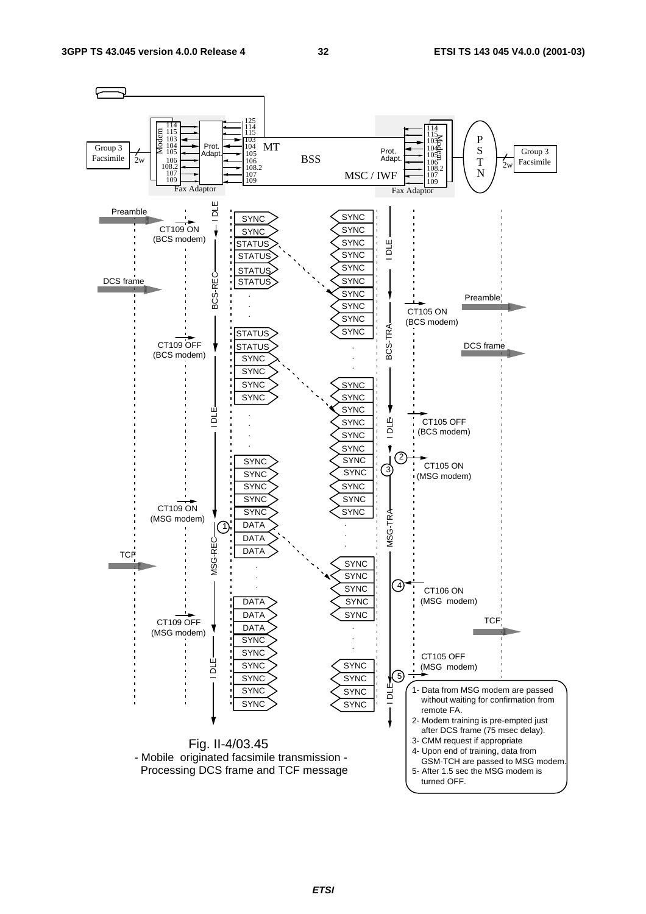Fig. II-4/03.45
- Mobile originated facsimile transmission -
Processing DCS frame and TCF message

1- Data from MSG modem are passed without waiting for confirmation from remote FA.
2- Modem training is pre-empted just after DCS frame (75 msec delay).
3- CMM request if appropriate
4- Upon end of training, data from GSM-TCH are passed to MSG modem.
5- After 1.5 sec the MSG modem is turned OFF.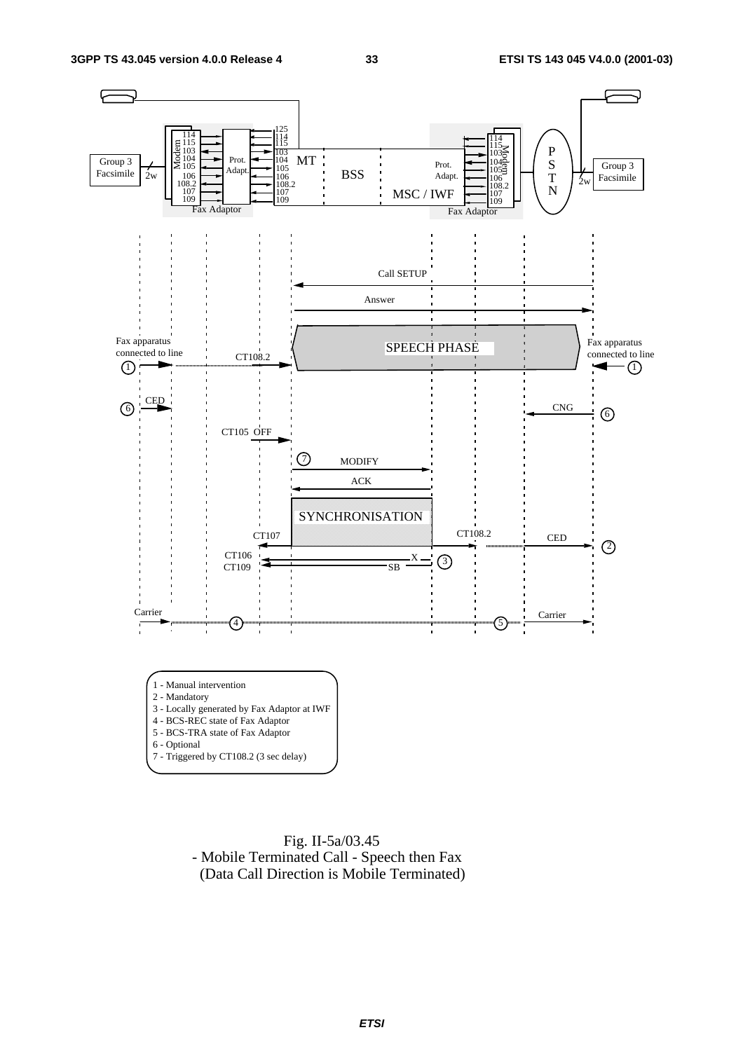1 - Manual intervention
2 - Mandatory
3 - Locally generated by Fax Adaptor at IWF
4 - BCS-REC state of Fax Adaptor
5 - BCS-TRA state of Fax Adaptor
6 - Optional
7 - Triggered by CT108.2 (3 sec delay)

Fig. II-5a/03.45
- Mobile Terminated Call - Speech then Fax
(Data Call Direction is Mobile Terminated)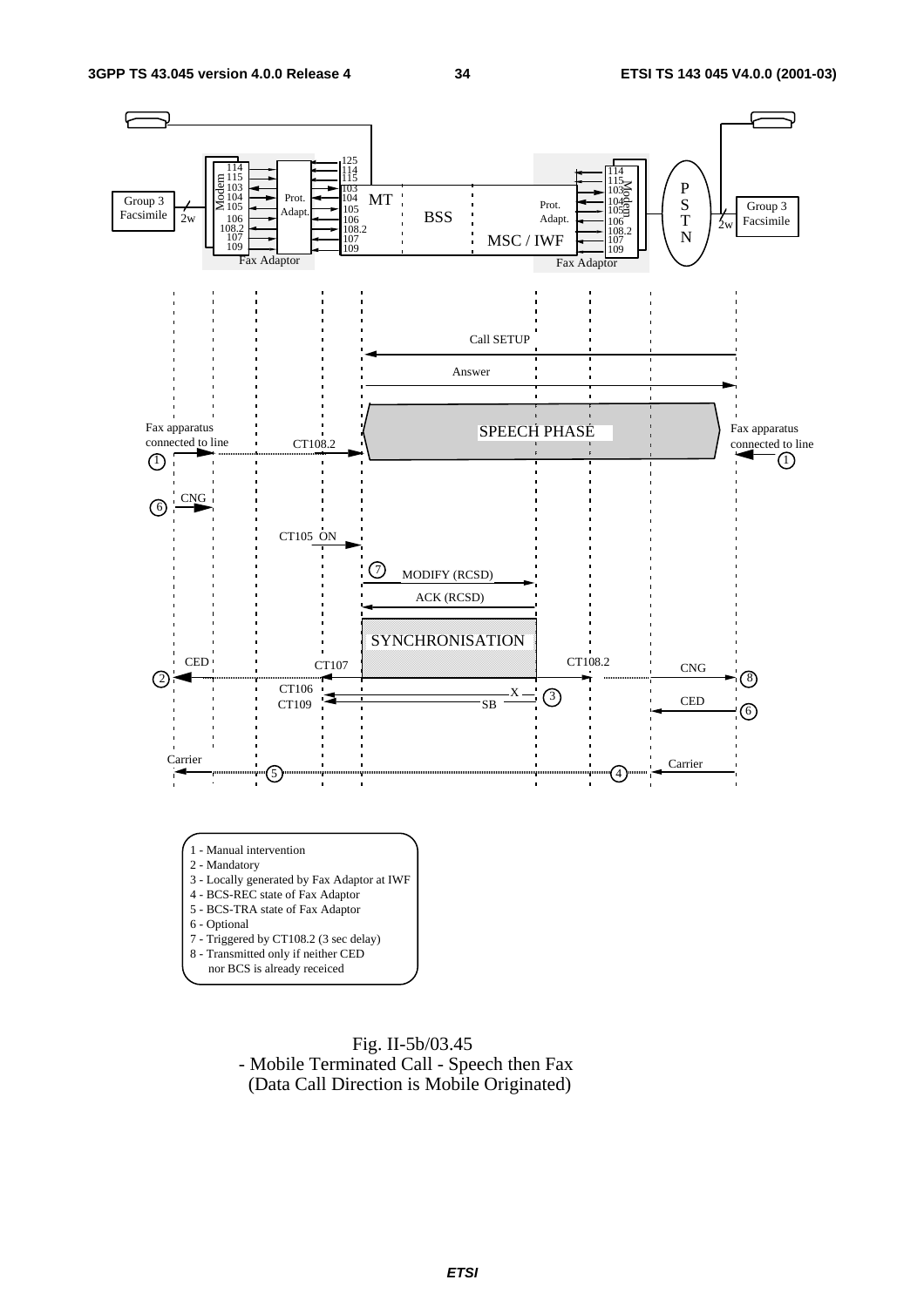1 - Manual intervention
2 - Mandatory
3 - Locally generated by Fax Adaptor at IWF
4 - BCS-REC state of Fax Adaptor
5 - BCS-TRA state of Fax Adaptor
6 - Optional
7 - Triggered by CT108.2 (3 sec delay)
8 - Transmitted only if neither CED nor BCS is already receiced

Fig. II-5b/03.45
- Mobile Terminated Call - Speech then Fax
(Data Call Direction is Mobile Originated)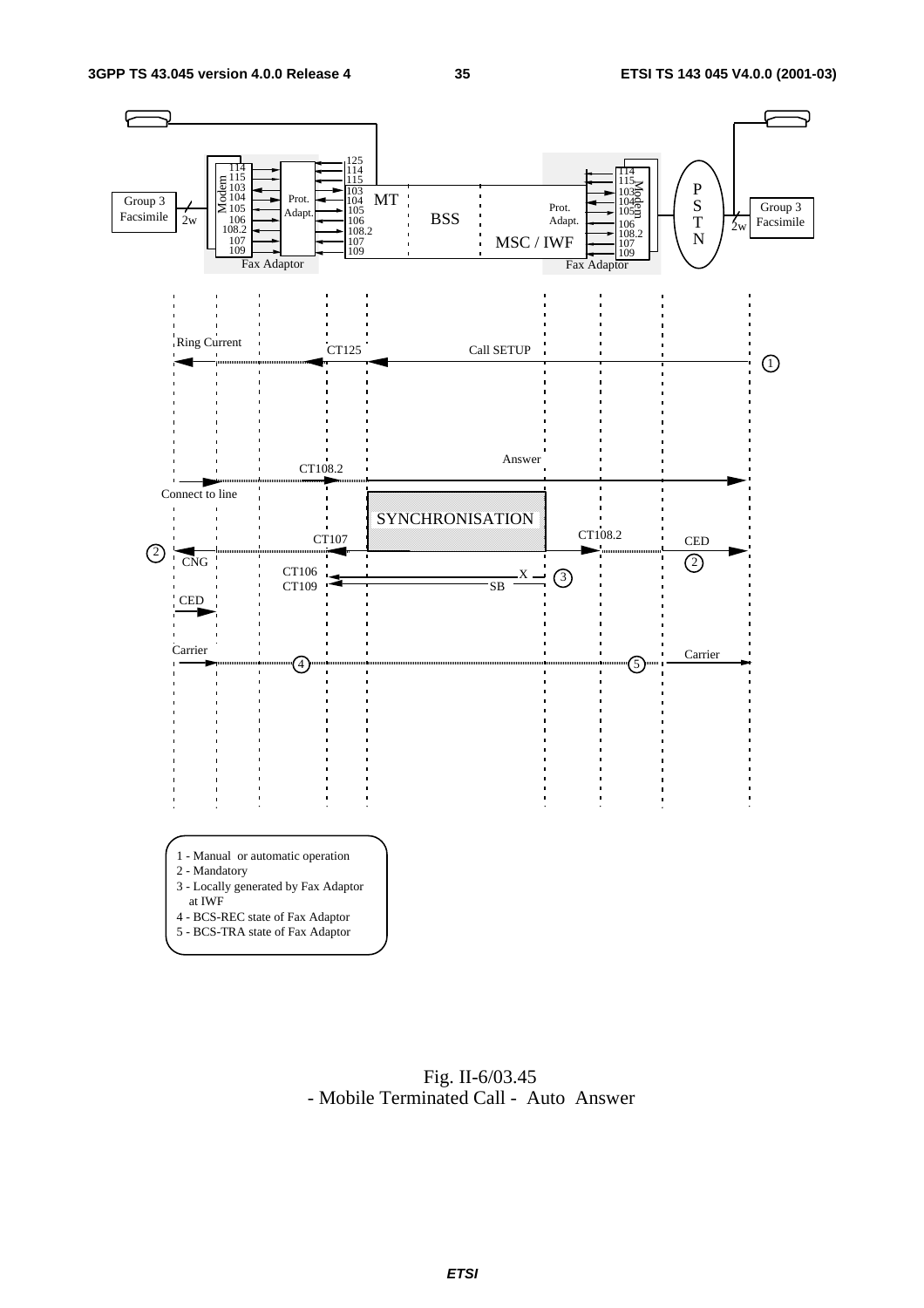1 - Manual or automatic operation
2 - Mandatory
3 - Locally generated by Fax Adaptor at IWF
4 - BCS-REC state of Fax Adaptor
5 - BCS-TRA state of Fax Adaptor

Fig. II-6/03.45
- Mobile Terminated Call - Auto Answer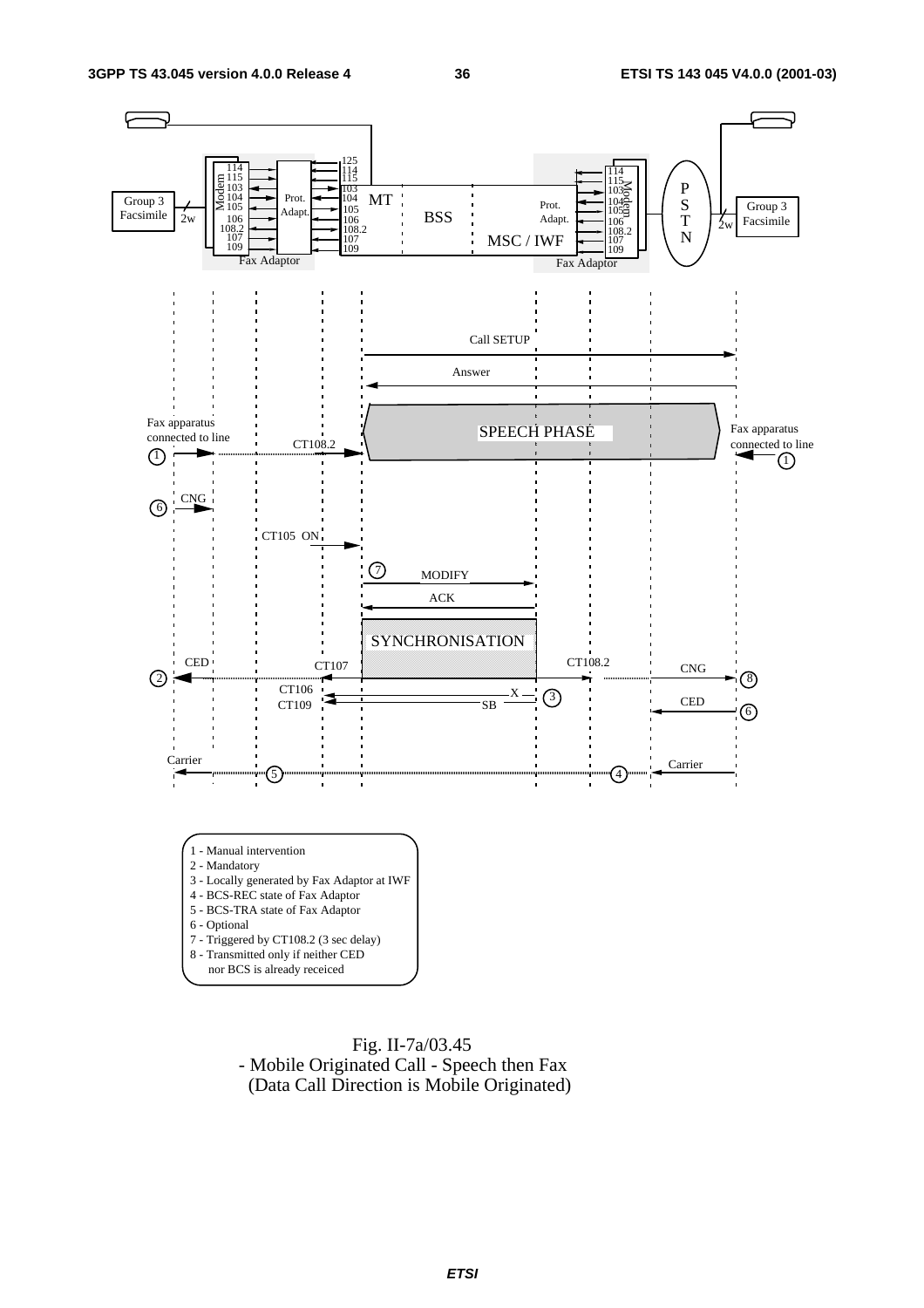1 - Manual intervention
2 - Mandatory
3 - Locally generated by Fax Adaptor at IWF
4 - BCS-REC state of Fax Adaptor
5 - BCS-TRA state of Fax Adaptor
6 - Optional
7 - Triggered by CT108.2 (3 sec delay)
8 - Transmitted only if neither CED
nor BCS is already receiced

Fig. II-7a/03.45
- Mobile Originated Call - Speech then Fax
(Data Call Direction is Mobile Originated)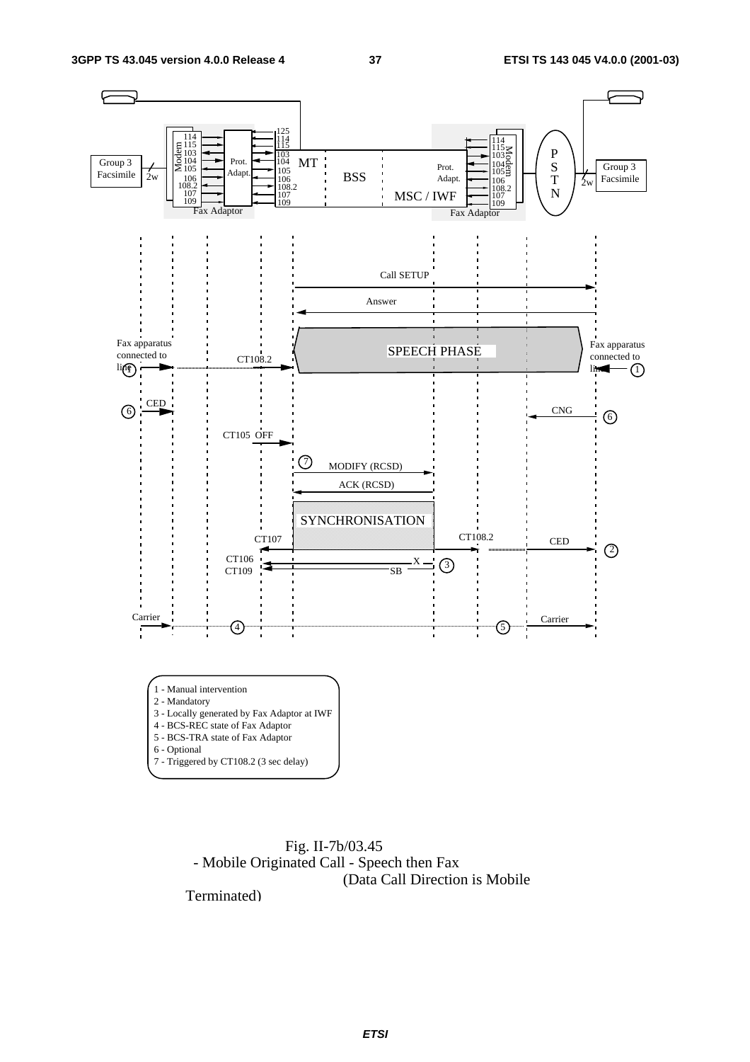1 - Manual intervention
2 - Mandatory
3 - Locally generated by Fax Adaptor at IWF
4 - BCS-REC state of Fax Adaptor
5 - BCS-TRA state of Fax Adaptor
6 - Optional
7 - Triggered by CT108.2 (3 sec delay)

Fig. II-7b/03.45
- Mobile Originated Call - Speech then Fax
(Data Call Direction is Mobile Terminated)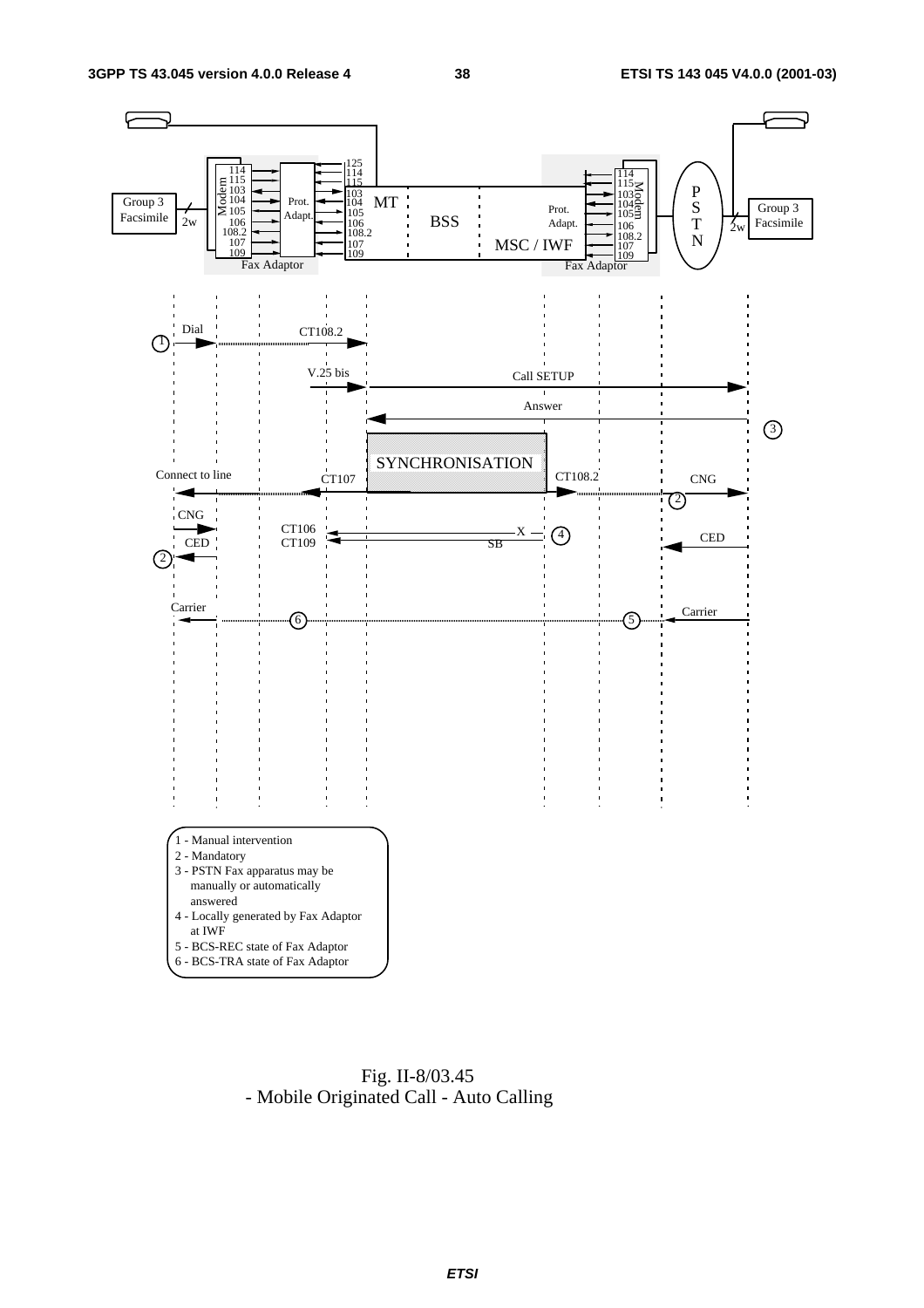1 - Manual intervention
2 - Mandatory
3 - PSTN Fax apparatus may be manually or automatically answered
4 - Locally generated by Fax Adaptor at IWF
5 - BCS-REC state of Fax Adaptor
6 - BCS-TRA state of Fax Adaptor

Fig. II-8/03.45
- Mobile Originated Call - Auto Calling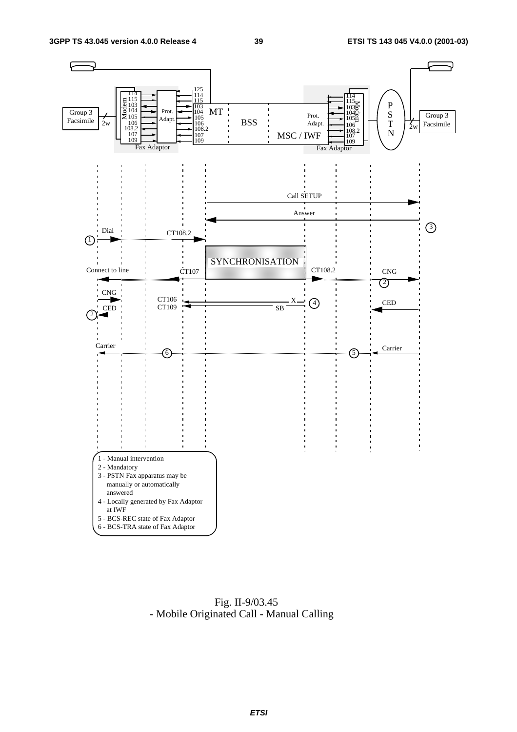1 - Manual intervention
2 - Mandatory
3 - PSTN Fax apparatus may be manually or automatically answered
4 - Locally generated by Fax Adaptor at IWF
5 - BCS-REC state of Fax Adaptor
6 - BCS-TRA state of Fax Adaptor

Fig. II-9/03.45
- Mobile Originated Call - Manual Calling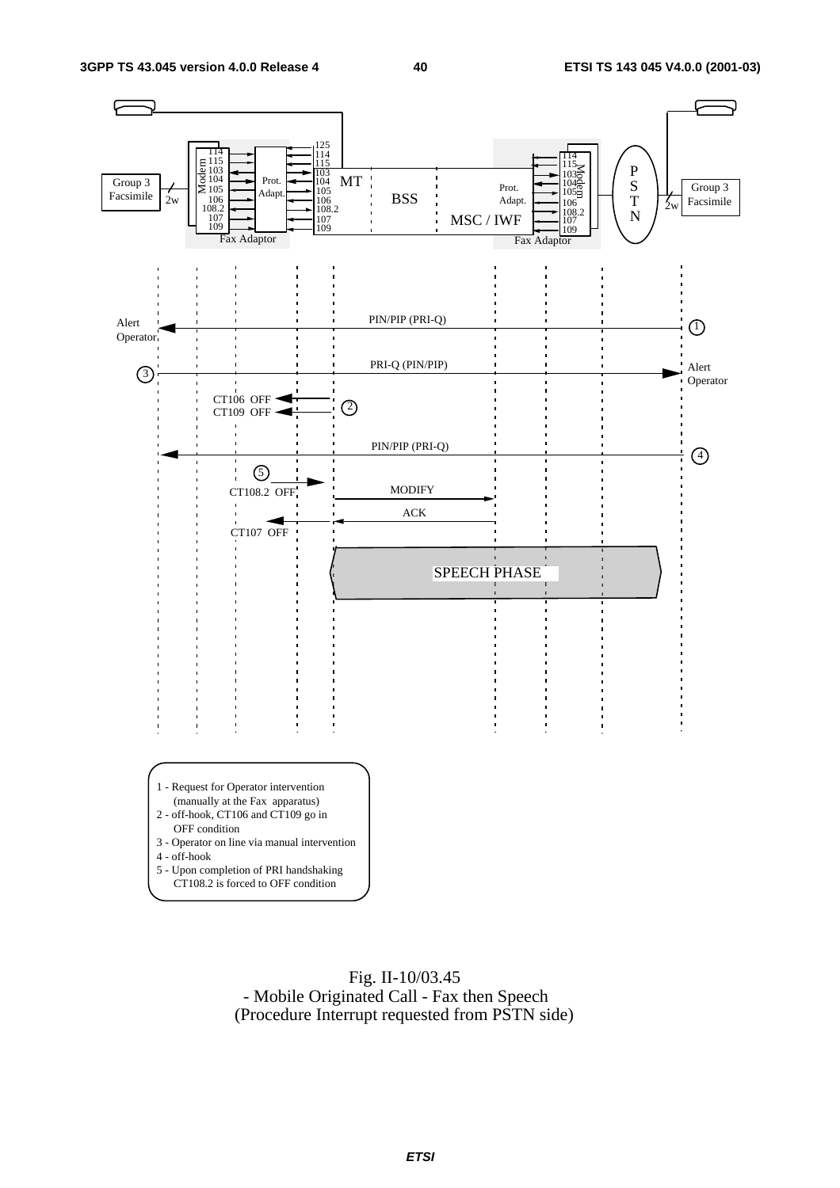1 - Request for Operator intervention (manually at the Fax apparatus)
2 - off-hook, CT106 and CT109 go in OFF condition
3 - Operator on line via manual intervention
4 - off-hook
5 - Upon completion of PRI handshaking CT108.2 is forced to OFF condition

Fig. II-10/03.45
- Mobile Originated Call - Fax then Speech
(Procedure Interrupt requested from PSTN side)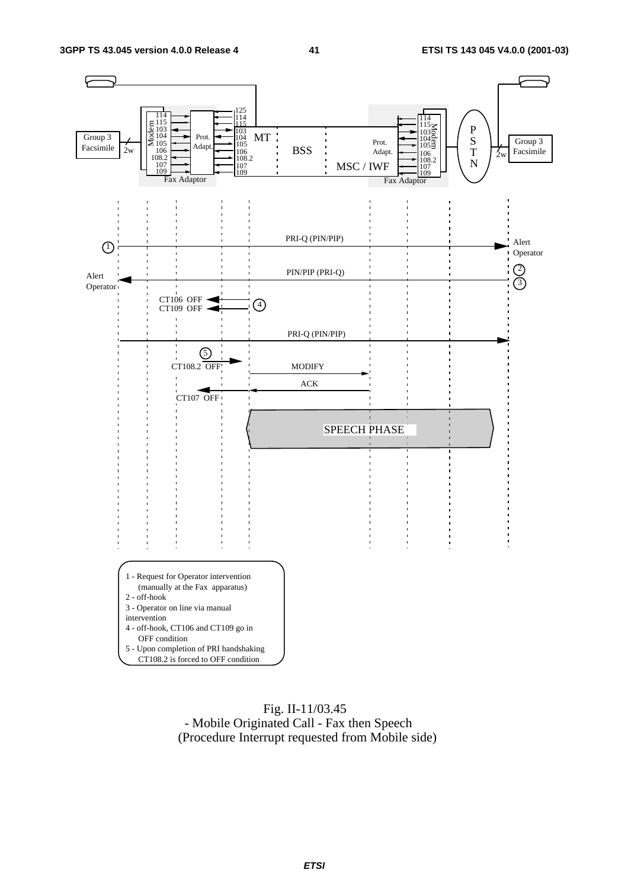1 - Request for Operator intervention (manually at the Fax apparatus)
2 - off-hook
3 - Operator on line via manual intervention
4 - off-hook, CT106 and CT109 go in OFF condition
5 - Upon completion of PRI handshaking CT108.2 is forced to OFF condition

Fig. II-11/03.45
- Mobile Originated Call - Fax then Speech
(Procedure Interrupt requested from Mobile side)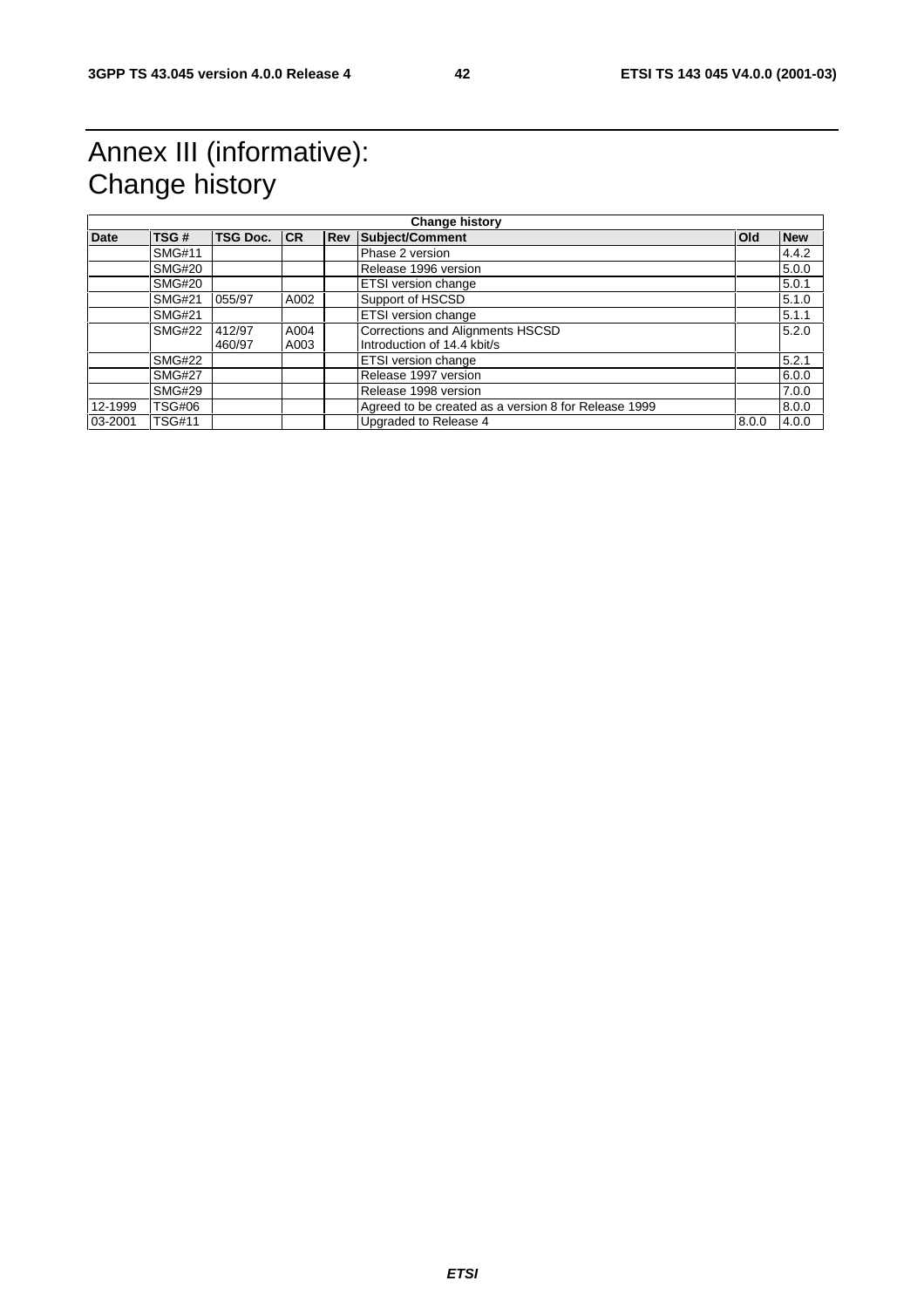# Annex III (informative): Change history

| Change history | | | | | | | |
|---|---|---|---|---|---|---|---|
| **Date** | **TSG #** | **TSG Doc.** | **CR** | **Rev** | **Subject/Comment** | **Old** | **New** |
| | SMG#11 | | | | Phase 2 version | | 4.4.2 |
| | SMG#20 | | | | Release 1996 version | | 5.0.0 |
| | SMG#20 | | | | ETSI version change | | 5.0.1 |
| | SMG#21 | 055/97 | A002 | | Support of HSCSD | | 5.1.0 |
| | SMG#21 | | | | ETSI version change | | 5.1.1 |
| | SMG#22 | 412/97<br>460/97 | A004<br>A003 | | Corrections and Alignments HSCSD<br>Introduction of 14.4 kbit/s | | 5.2.0 |
| | SMG#22 | | | | ETSI version change | | 5.2.1 |
| | SMG#27 | | | | Release 1997 version | | 6.0.0 |
| | SMG#29 | | | | Release 1998 version | | 7.0.0 |
| 12-1999 | TSG#06 | | | | Agreed to be created as a version 8 for Release 1999 | | 8.0.0 |
| 03-2001 | TSG#11 | | | | Upgraded to Release 4 | 8.0.0 | 4.0.0 |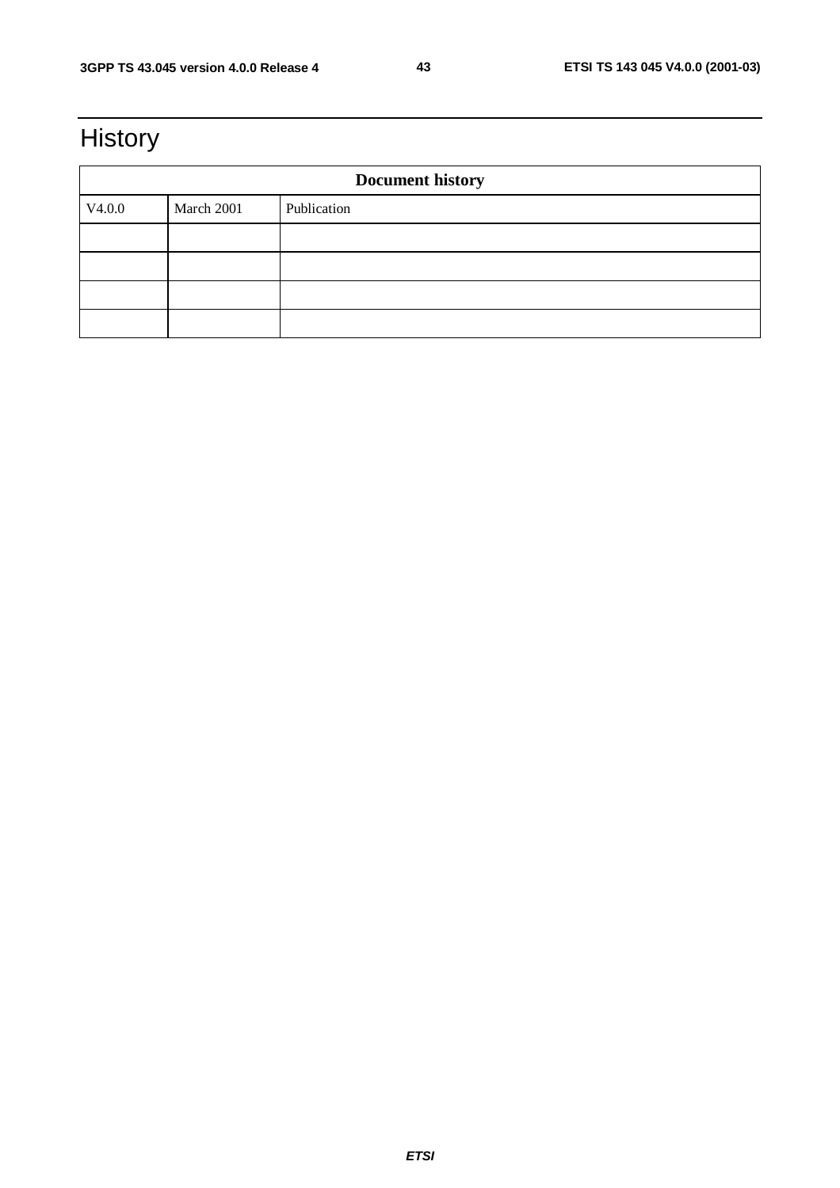# History

| Document history | | |
|---|---|---|
| V4.0.0 | March 2001 | Publication |
| | | |
| | | |
| | | |
| | | |